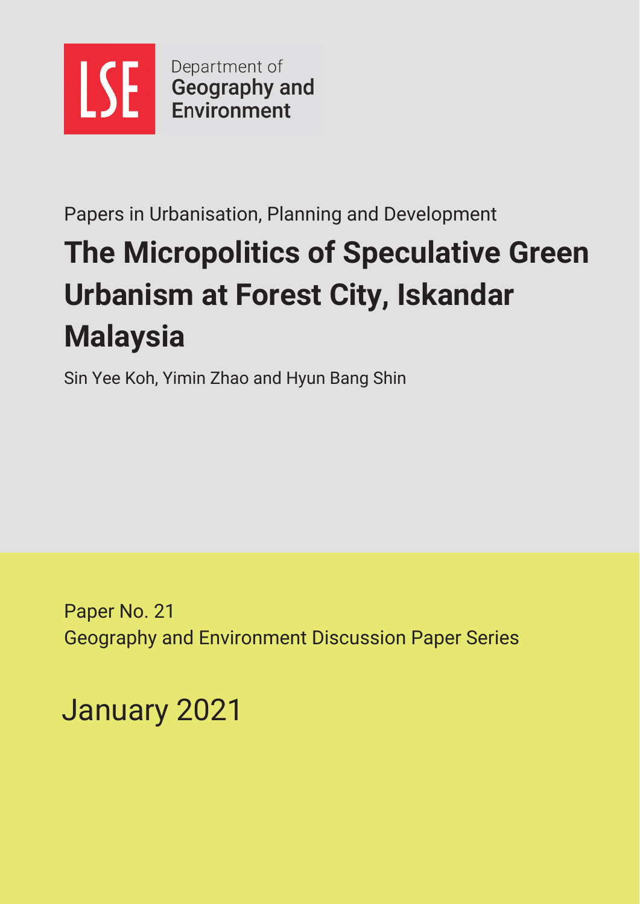LSE

Department of
Geography and
Environment

Papers in Urbanisation, Planning and Development

# The Micropolitics of Speculative Green Urbanism at Forest City, Iskandar Malaysia

Sin Yee Koh, Yimin Zhao and Hyun Bang Shin

Paper No. 21
Geography and Environment Discussion Paper Series

January 2021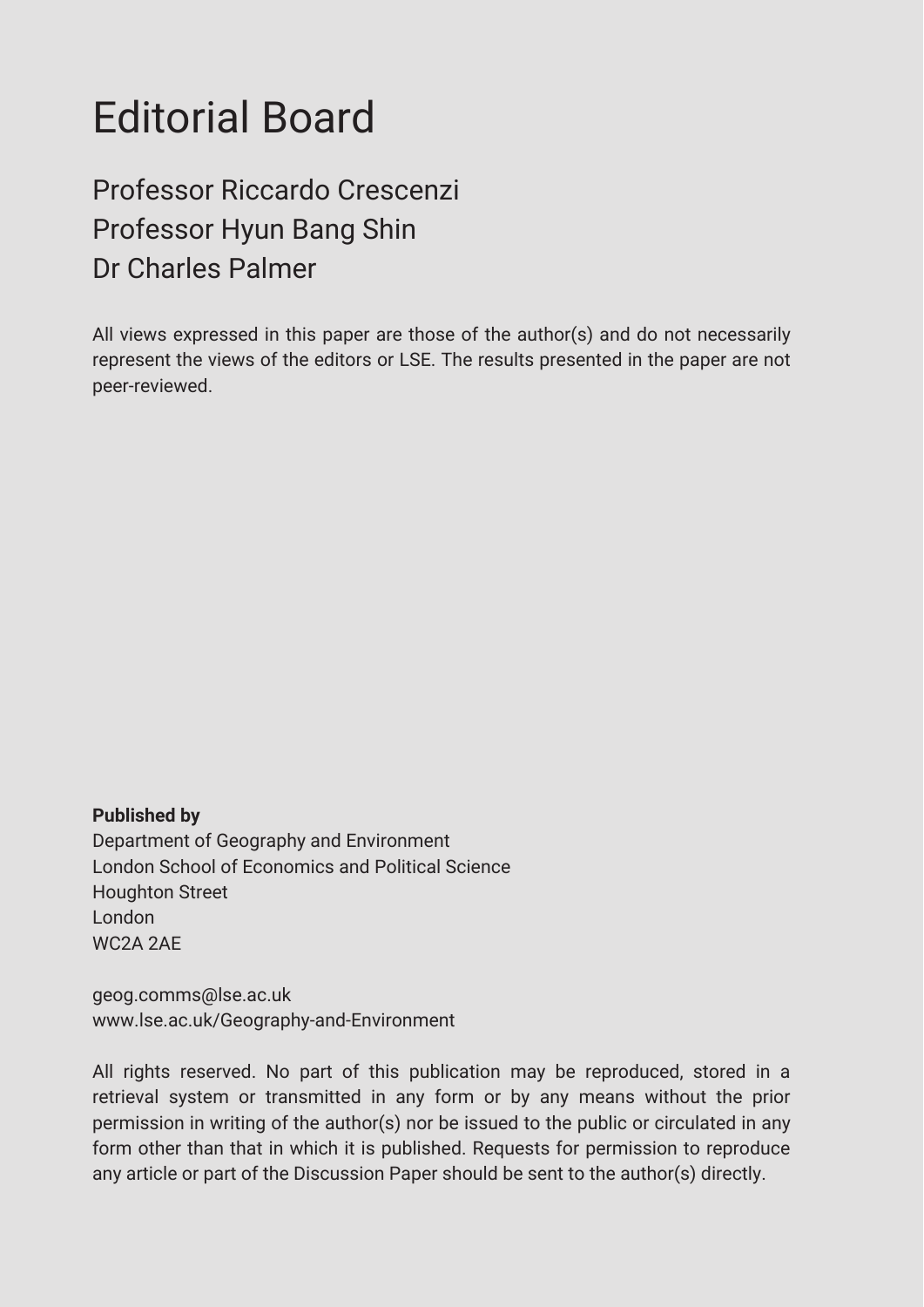# Editorial Board

Professor Riccardo Crescenzi
Professor Hyun Bang Shin
Dr Charles Palmer

All views expressed in this paper are those of the author(s) and do not necessarily represent the views of the editors or LSE. The results presented in the paper are not peer-reviewed.

**Published by**
Department of Geography and Environment
London School of Economics and Political Science
Houghton Street
London
WC2A 2AE

geog.comms@lse.ac.uk
www.lse.ac.uk/Geography-and-Environment

All rights reserved. No part of this publication may be reproduced, stored in a retrieval system or transmitted in any form or by any means without the prior permission in writing of the author(s) nor be issued to the public or circulated in any form other than that in which it is published. Requests for permission to reproduce any article or part of the Discussion Paper should be sent to the author(s) directly.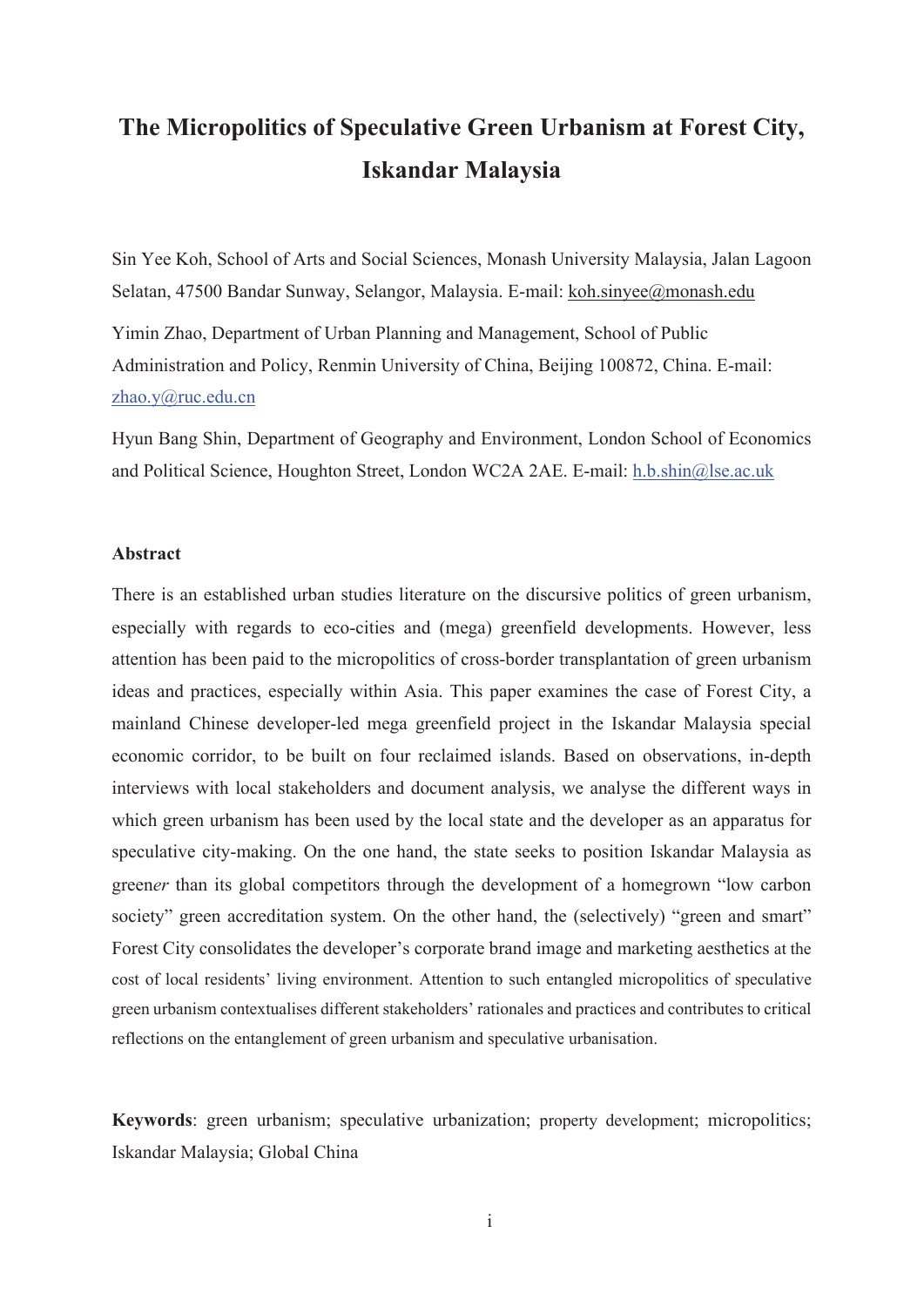# The Micropolitics of Speculative Green Urbanism at Forest City, Iskandar Malaysia

Sin Yee Koh, School of Arts and Social Sciences, Monash University Malaysia, Jalan Lagoon Selatan, 47500 Bandar Sunway, Selangor, Malaysia. E-mail: koh.sinyee@monash.edu

Yimin Zhao, Department of Urban Planning and Management, School of Public Administration and Policy, Renmin University of China, Beijing 100872, China. E-mail: zhao.y@ruc.edu.cn

Hyun Bang Shin, Department of Geography and Environment, London School of Economics and Political Science, Houghton Street, London WC2A 2AE. E-mail: h.b.shin@lse.ac.uk

## Abstract

There is an established urban studies literature on the discursive politics of green urbanism, especially with regards to eco-cities and (mega) greenfield developments. However, less attention has been paid to the micropolitics of cross-border transplantation of green urbanism ideas and practices, especially within Asia. This paper examines the case of Forest City, a mainland Chinese developer-led mega greenfield project in the Iskandar Malaysia special economic corridor, to be built on four reclaimed islands. Based on observations, in-depth interviews with local stakeholders and document analysis, we analyse the different ways in which green urbanism has been used by the local state and the developer as an apparatus for speculative city-making. On the one hand, the state seeks to position Iskandar Malaysia as green*er* than its global competitors through the development of a homegrown "low carbon society" green accreditation system. On the other hand, the (selectively) "green and smart" Forest City consolidates the developer's corporate brand image and marketing aesthetics at the cost of local residents' living environment. Attention to such entangled micropolitics of speculative green urbanism contextualises different stakeholders' rationales and practices and contributes to critical reflections on the entanglement of green urbanism and speculative urbanisation.

**Keywords**: green urbanism; speculative urbanization; property development; micropolitics; Iskandar Malaysia; Global China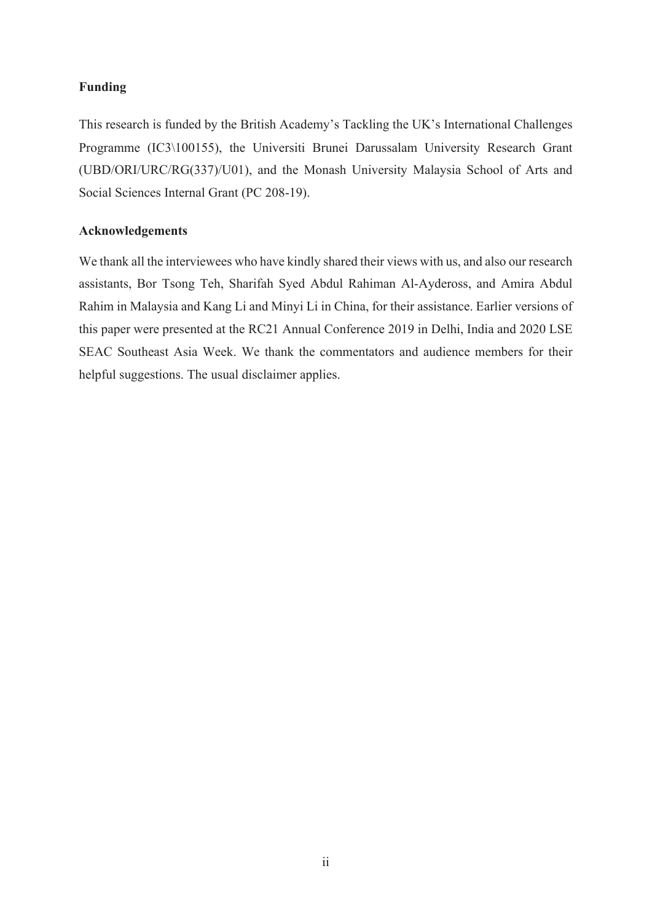**Funding**

This research is funded by the British Academy's Tackling the UK's International Challenges Programme (IC3\100155), the Universiti Brunei Darussalam University Research Grant (UBD/ORI/URC/RG(337)/U01), and the Monash University Malaysia School of Arts and Social Sciences Internal Grant (PC 208-19).

**Acknowledgements**

We thank all the interviewees who have kindly shared their views with us, and also our research assistants, Bor Tsong Teh, Sharifah Syed Abdul Rahiman Al-Aydeross, and Amira Abdul Rahim in Malaysia and Kang Li and Minyi Li in China, for their assistance. Earlier versions of this paper were presented at the RC21 Annual Conference 2019 in Delhi, India and 2020 LSE SEAC Southeast Asia Week. We thank the commentators and audience members for their helpful suggestions. The usual disclaimer applies.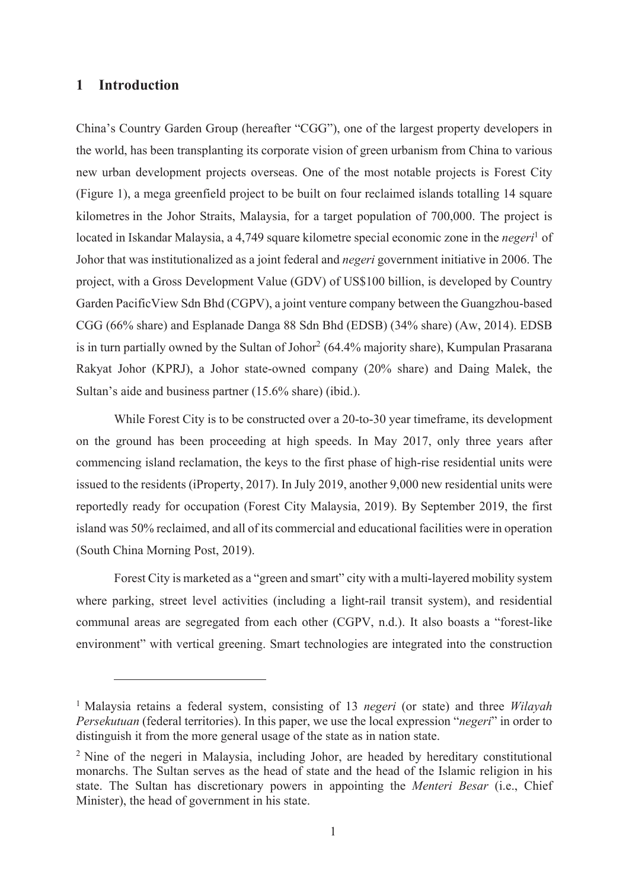## 1 Introduction

China's Country Garden Group (hereafter "CGG"), one of the largest property developers in the world, has been transplanting its corporate vision of green urbanism from China to various new urban development projects overseas. One of the most notable projects is Forest City (Figure 1), a mega greenfield project to be built on four reclaimed islands totalling 14 square kilometres in the Johor Straits, Malaysia, for a target population of 700,000. The project is located in Iskandar Malaysia, a 4,749 square kilometre special economic zone in the *negeri*[1] of Johor that was institutionalized as a joint federal and *negeri* government initiative in 2006. The project, with a Gross Development Value (GDV) of US$100 billion, is developed by Country Garden PacificView Sdn Bhd (CGPV), a joint venture company between the Guangzhou-based CGG (66% share) and Esplanade Danga 88 Sdn Bhd (EDSB) (34% share) (Aw, 2014). EDSB is in turn partially owned by the Sultan of Johor[2] (64.4% majority share), Kumpulan Prasarana Rakyat Johor (KPRJ), a Johor state-owned company (20% share) and Daing Malek, the Sultan's aide and business partner (15.6% share) (ibid.).

While Forest City is to be constructed over a 20-to-30 year timeframe, its development on the ground has been proceeding at high speeds. In May 2017, only three years after commencing island reclamation, the keys to the first phase of high-rise residential units were issued to the residents (iProperty, 2017). In July 2019, another 9,000 new residential units were reportedly ready for occupation (Forest City Malaysia, 2019). By September 2019, the first island was 50% reclaimed, and all of its commercial and educational facilities were in operation (South China Morning Post, 2019).

Forest City is marketed as a "green and smart" city with a multi-layered mobility system where parking, street level activities (including a light-rail transit system), and residential communal areas are segregated from each other (CGPV, n.d.). It also boasts a "forest-like environment" with vertical greening. Smart technologies are integrated into the construction

---

[1] Malaysia retains a federal system, consisting of 13 *negeri* (or state) and three *Wilayah Persekutuan* (federal territories). In this paper, we use the local expression "*negeri*" in order to distinguish it from the more general usage of the state as in nation state.

[2] Nine of the negeri in Malaysia, including Johor, are headed by hereditary constitutional monarchs. The Sultan serves as the head of state and the head of the Islamic religion in his state. The Sultan has discretionary powers in appointing the *Menteri Besar* (i.e., Chief Minister), the head of government in his state.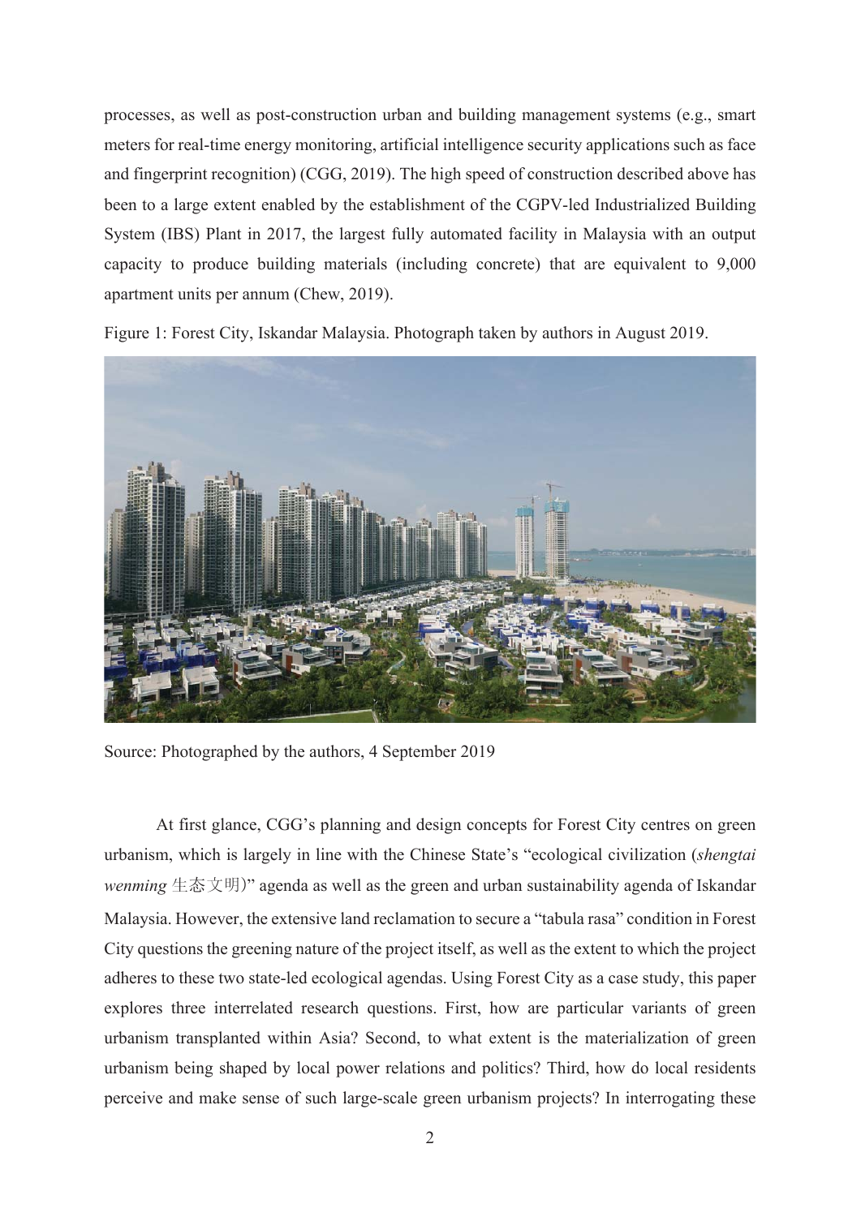processes, as well as post-construction urban and building management systems (e.g., smart meters for real-time energy monitoring, artificial intelligence security applications such as face and fingerprint recognition) (CGG, 2019). The high speed of construction described above has been to a large extent enabled by the establishment of the CGPV-led Industrialized Building System (IBS) Plant in 2017, the largest fully automated facility in Malaysia with an output capacity to produce building materials (including concrete) that are equivalent to 9,000 apartment units per annum (Chew, 2019).

Figure 1: Forest City, Iskandar Malaysia. Photograph taken by authors in August 2019.

Source: Photographed by the authors, 4 September 2019

At first glance, CGG's planning and design concepts for Forest City centres on green urbanism, which is largely in line with the Chinese State's "ecological civilization (*shengtai wenming* 生态文明)" agenda as well as the green and urban sustainability agenda of Iskandar Malaysia. However, the extensive land reclamation to secure a "tabula rasa" condition in Forest City questions the greening nature of the project itself, as well as the extent to which the project adheres to these two state-led ecological agendas. Using Forest City as a case study, this paper explores three interrelated research questions. First, how are particular variants of green urbanism transplanted within Asia? Second, to what extent is the materialization of green urbanism being shaped by local power relations and politics? Third, how do local residents perceive and make sense of such large-scale green urbanism projects? In interrogating these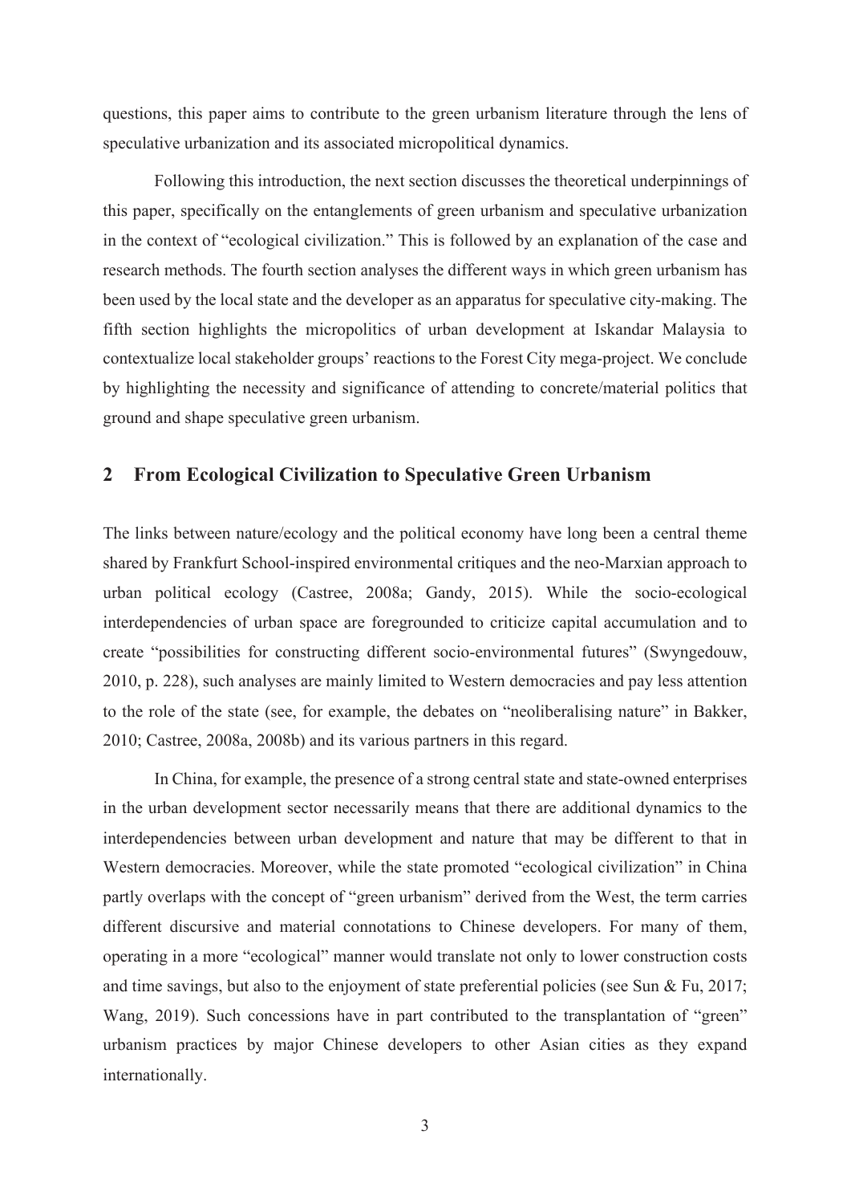questions, this paper aims to contribute to the green urbanism literature through the lens of speculative urbanization and its associated micropolitical dynamics.

Following this introduction, the next section discusses the theoretical underpinnings of this paper, specifically on the entanglements of green urbanism and speculative urbanization in the context of "ecological civilization." This is followed by an explanation of the case and research methods. The fourth section analyses the different ways in which green urbanism has been used by the local state and the developer as an apparatus for speculative city-making. The fifth section highlights the micropolitics of urban development at Iskandar Malaysia to contextualize local stakeholder groups' reactions to the Forest City mega-project. We conclude by highlighting the necessity and significance of attending to concrete/material politics that ground and shape speculative green urbanism.

## 2 From Ecological Civilization to Speculative Green Urbanism

The links between nature/ecology and the political economy have long been a central theme shared by Frankfurt School-inspired environmental critiques and the neo-Marxian approach to urban political ecology (Castree, 2008a; Gandy, 2015). While the socio-ecological interdependencies of urban space are foregrounded to criticize capital accumulation and to create "possibilities for constructing different socio-environmental futures" (Swyngedouw, 2010, p. 228), such analyses are mainly limited to Western democracies and pay less attention to the role of the state (see, for example, the debates on "neoliberalising nature" in Bakker, 2010; Castree, 2008a, 2008b) and its various partners in this regard.

In China, for example, the presence of a strong central state and state-owned enterprises in the urban development sector necessarily means that there are additional dynamics to the interdependencies between urban development and nature that may be different to that in Western democracies. Moreover, while the state promoted "ecological civilization" in China partly overlaps with the concept of "green urbanism" derived from the West, the term carries different discursive and material connotations to Chinese developers. For many of them, operating in a more "ecological" manner would translate not only to lower construction costs and time savings, but also to the enjoyment of state preferential policies (see Sun & Fu, 2017; Wang, 2019). Such concessions have in part contributed to the transplantation of "green" urbanism practices by major Chinese developers to other Asian cities as they expand internationally.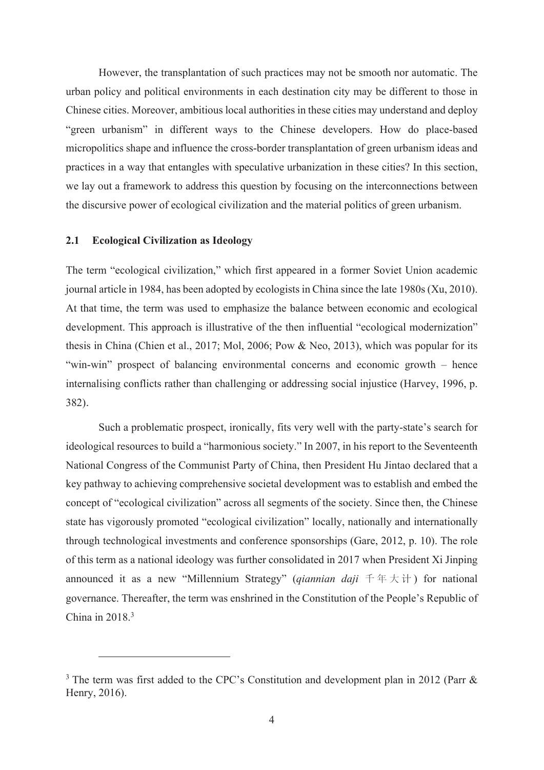However, the transplantation of such practices may not be smooth nor automatic. The urban policy and political environments in each destination city may be different to those in Chinese cities. Moreover, ambitious local authorities in these cities may understand and deploy "green urbanism" in different ways to the Chinese developers. How do place-based micropolitics shape and influence the cross-border transplantation of green urbanism ideas and practices in a way that entangles with speculative urbanization in these cities? In this section, we lay out a framework to address this question by focusing on the interconnections between the discursive power of ecological civilization and the material politics of green urbanism.

### 2.1 Ecological Civilization as Ideology

The term "ecological civilization," which first appeared in a former Soviet Union academic journal article in 1984, has been adopted by ecologists in China since the late 1980s (Xu, 2010). At that time, the term was used to emphasize the balance between economic and ecological development. This approach is illustrative of the then influential "ecological modernization" thesis in China (Chien et al., 2017; Mol, 2006; Pow & Neo, 2013), which was popular for its "win-win" prospect of balancing environmental concerns and economic growth – hence internalising conflicts rather than challenging or addressing social injustice (Harvey, 1996, p. 382).

Such a problematic prospect, ironically, fits very well with the party-state's search for ideological resources to build a "harmonious society." In 2007, in his report to the Seventeenth National Congress of the Communist Party of China, then President Hu Jintao declared that a key pathway to achieving comprehensive societal development was to establish and embed the concept of "ecological civilization" across all segments of the society. Since then, the Chinese state has vigorously promoted "ecological civilization" locally, nationally and internationally through technological investments and conference sponsorships (Gare, 2012, p. 10). The role of this term as a national ideology was further consolidated in 2017 when President Xi Jinping announced it as a new "Millennium Strategy" (*qiannian daji* 千年大计) for national governance. Thereafter, the term was enshrined in the Constitution of the People's Republic of China in 2018.[3]

---

[3] The term was first added to the CPC's Constitution and development plan in 2012 (Parr & Henry, 2016).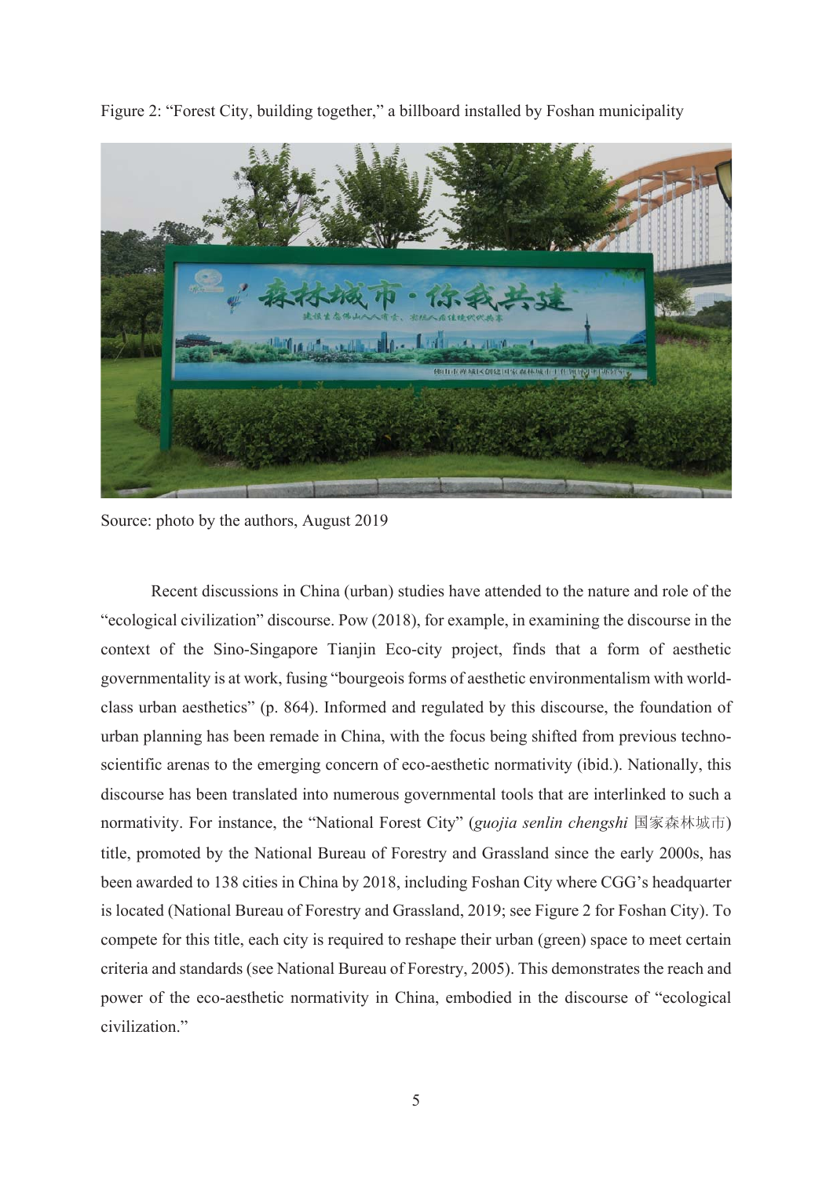Figure 2: "Forest City, building together," a billboard installed by Foshan municipality

Source: photo by the authors, August 2019

Recent discussions in China (urban) studies have attended to the nature and role of the "ecological civilization" discourse. Pow (2018), for example, in examining the discourse in the context of the Sino-Singapore Tianjin Eco-city project, finds that a form of aesthetic governmentality is at work, fusing "bourgeois forms of aesthetic environmentalism with world-class urban aesthetics" (p. 864). Informed and regulated by this discourse, the foundation of urban planning has been remade in China, with the focus being shifted from previous techno-scientific arenas to the emerging concern of eco-aesthetic normativity (ibid.). Nationally, this discourse has been translated into numerous governmental tools that are interlinked to such a normativity. For instance, the "National Forest City" (*guojia senlin chengshi* 国家森林城市) title, promoted by the National Bureau of Forestry and Grassland since the early 2000s, has been awarded to 138 cities in China by 2018, including Foshan City where CGG's headquarter is located (National Bureau of Forestry and Grassland, 2019; see Figure 2 for Foshan City). To compete for this title, each city is required to reshape their urban (green) space to meet certain criteria and standards (see National Bureau of Forestry, 2005). This demonstrates the reach and power of the eco-aesthetic normativity in China, embodied in the discourse of "ecological civilization."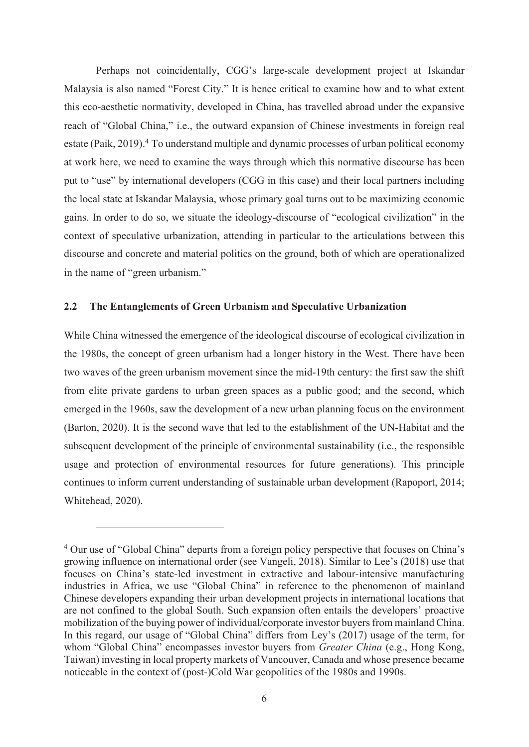Perhaps not coincidentally, CGG's large-scale development project at Iskandar Malaysia is also named "Forest City." It is hence critical to examine how and to what extent this eco-aesthetic normativity, developed in China, has travelled abroad under the expansive reach of "Global China," i.e., the outward expansion of Chinese investments in foreign real estate (Paik, 2019).[4] To understand multiple and dynamic processes of urban political economy at work here, we need to examine the ways through which this normative discourse has been put to "use" by international developers (CGG in this case) and their local partners including the local state at Iskandar Malaysia, whose primary goal turns out to be maximizing economic gains. In order to do so, we situate the ideology-discourse of "ecological civilization" in the context of speculative urbanization, attending in particular to the articulations between this discourse and concrete and material politics on the ground, both of which are operationalized in the name of "green urbanism."

## 2.2 The Entanglements of Green Urbanism and Speculative Urbanization

While China witnessed the emergence of the ideological discourse of ecological civilization in the 1980s, the concept of green urbanism had a longer history in the West. There have been two waves of the green urbanism movement since the mid-19th century: the first saw the shift from elite private gardens to urban green spaces as a public good; and the second, which emerged in the 1960s, saw the development of a new urban planning focus on the environment (Barton, 2020). It is the second wave that led to the establishment of the UN-Habitat and the subsequent development of the principle of environmental sustainability (i.e., the responsible usage and protection of environmental resources for future generations). This principle continues to inform current understanding of sustainable urban development (Rapoport, 2014; Whitehead, 2020).

[4] Our use of "Global China" departs from a foreign policy perspective that focuses on China's growing influence on international order (see Vangeli, 2018). Similar to Lee's (2018) use that focuses on China's state-led investment in extractive and labour-intensive manufacturing industries in Africa, we use "Global China" in reference to the phenomenon of mainland Chinese developers expanding their urban development projects in international locations that are not confined to the global South. Such expansion often entails the developers' proactive mobilization of the buying power of individual/corporate investor buyers from mainland China. In this regard, our usage of "Global China" differs from Ley's (2017) usage of the term, for whom "Global China" encompasses investor buyers from *Greater China* (e.g., Hong Kong, Taiwan) investing in local property markets of Vancouver, Canada and whose presence became noticeable in the context of (post-)Cold War geopolitics of the 1980s and 1990s.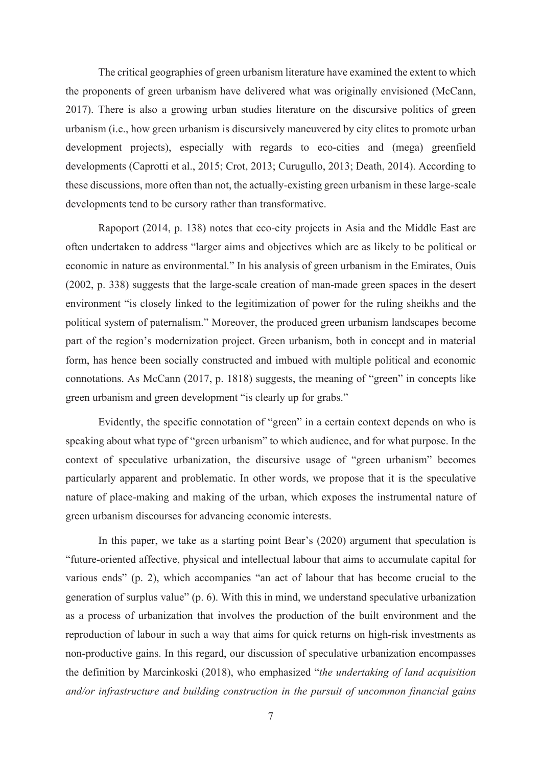The critical geographies of green urbanism literature have examined the extent to which the proponents of green urbanism have delivered what was originally envisioned (McCann, 2017). There is also a growing urban studies literature on the discursive politics of green urbanism (i.e., how green urbanism is discursively maneuvered by city elites to promote urban development projects), especially with regards to eco-cities and (mega) greenfield developments (Caprotti et al., 2015; Crot, 2013; Curugullo, 2013; Death, 2014). According to these discussions, more often than not, the actually-existing green urbanism in these large-scale developments tend to be cursory rather than transformative.

Rapoport (2014, p. 138) notes that eco-city projects in Asia and the Middle East are often undertaken to address "larger aims and objectives which are as likely to be political or economic in nature as environmental." In his analysis of green urbanism in the Emirates, Ouis (2002, p. 338) suggests that the large-scale creation of man-made green spaces in the desert environment "is closely linked to the legitimization of power for the ruling sheikhs and the political system of paternalism." Moreover, the produced green urbanism landscapes become part of the region's modernization project. Green urbanism, both in concept and in material form, has hence been socially constructed and imbued with multiple political and economic connotations. As McCann (2017, p. 1818) suggests, the meaning of "green" in concepts like green urbanism and green development "is clearly up for grabs."

Evidently, the specific connotation of "green" in a certain context depends on who is speaking about what type of "green urbanism" to which audience, and for what purpose. In the context of speculative urbanization, the discursive usage of "green urbanism" becomes particularly apparent and problematic. In other words, we propose that it is the speculative nature of place-making and making of the urban, which exposes the instrumental nature of green urbanism discourses for advancing economic interests.

In this paper, we take as a starting point Bear's (2020) argument that speculation is "future-oriented affective, physical and intellectual labour that aims to accumulate capital for various ends" (p. 2), which accompanies "an act of labour that has become crucial to the generation of surplus value" (p. 6). With this in mind, we understand speculative urbanization as a process of urbanization that involves the production of the built environment and the reproduction of labour in such a way that aims for quick returns on high-risk investments as non-productive gains. In this regard, our discussion of speculative urbanization encompasses the definition by Marcinkoski (2018), who emphasized "*the undertaking of land acquisition and/or infrastructure and building construction in the pursuit of uncommon financial gains*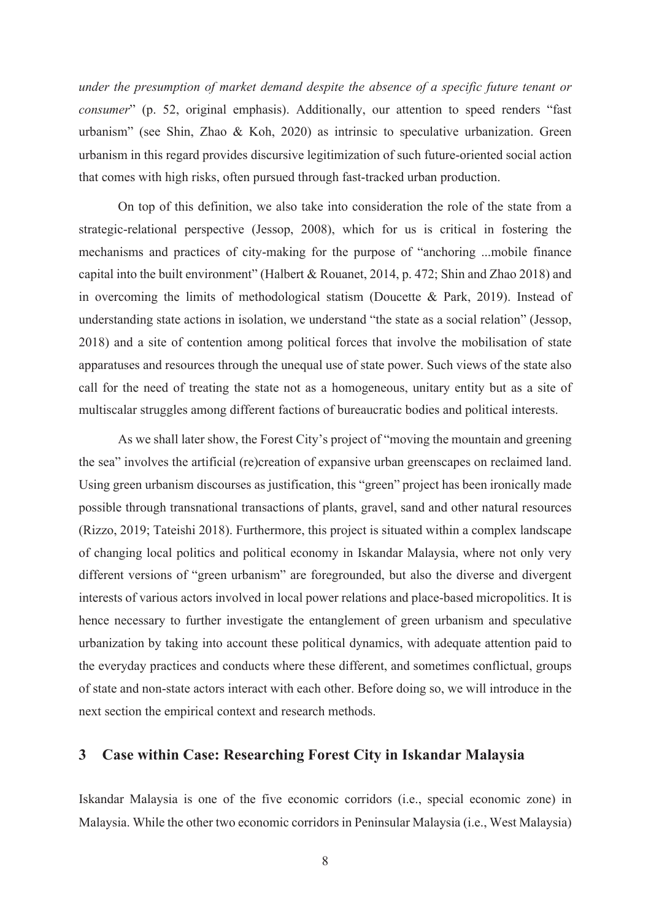*under the presumption of market demand despite the absence of a specific future tenant or consumer*" (p. 52, original emphasis). Additionally, our attention to speed renders "fast urbanism" (see Shin, Zhao & Koh, 2020) as intrinsic to speculative urbanization. Green urbanism in this regard provides discursive legitimization of such future-oriented social action that comes with high risks, often pursued through fast-tracked urban production.

On top of this definition, we also take into consideration the role of the state from a strategic-relational perspective (Jessop, 2008), which for us is critical in fostering the mechanisms and practices of city-making for the purpose of "anchoring ...mobile finance capital into the built environment" (Halbert & Rouanet, 2014, p. 472; Shin and Zhao 2018) and in overcoming the limits of methodological statism (Doucette & Park, 2019). Instead of understanding state actions in isolation, we understand "the state as a social relation" (Jessop, 2018) and a site of contention among political forces that involve the mobilisation of state apparatuses and resources through the unequal use of state power. Such views of the state also call for the need of treating the state not as a homogeneous, unitary entity but as a site of multiscalar struggles among different factions of bureaucratic bodies and political interests.

As we shall later show, the Forest City's project of "moving the mountain and greening the sea" involves the artificial (re)creation of expansive urban greenscapes on reclaimed land. Using green urbanism discourses as justification, this "green" project has been ironically made possible through transnational transactions of plants, gravel, sand and other natural resources (Rizzo, 2019; Tateishi 2018). Furthermore, this project is situated within a complex landscape of changing local politics and political economy in Iskandar Malaysia, where not only very different versions of "green urbanism" are foregrounded, but also the diverse and divergent interests of various actors involved in local power relations and place-based micropolitics. It is hence necessary to further investigate the entanglement of green urbanism and speculative urbanization by taking into account these political dynamics, with adequate attention paid to the everyday practices and conducts where these different, and sometimes conflictual, groups of state and non-state actors interact with each other. Before doing so, we will introduce in the next section the empirical context and research methods.

## 3 Case within Case: Researching Forest City in Iskandar Malaysia

Iskandar Malaysia is one of the five economic corridors (i.e., special economic zone) in Malaysia. While the other two economic corridors in Peninsular Malaysia (i.e., West Malaysia)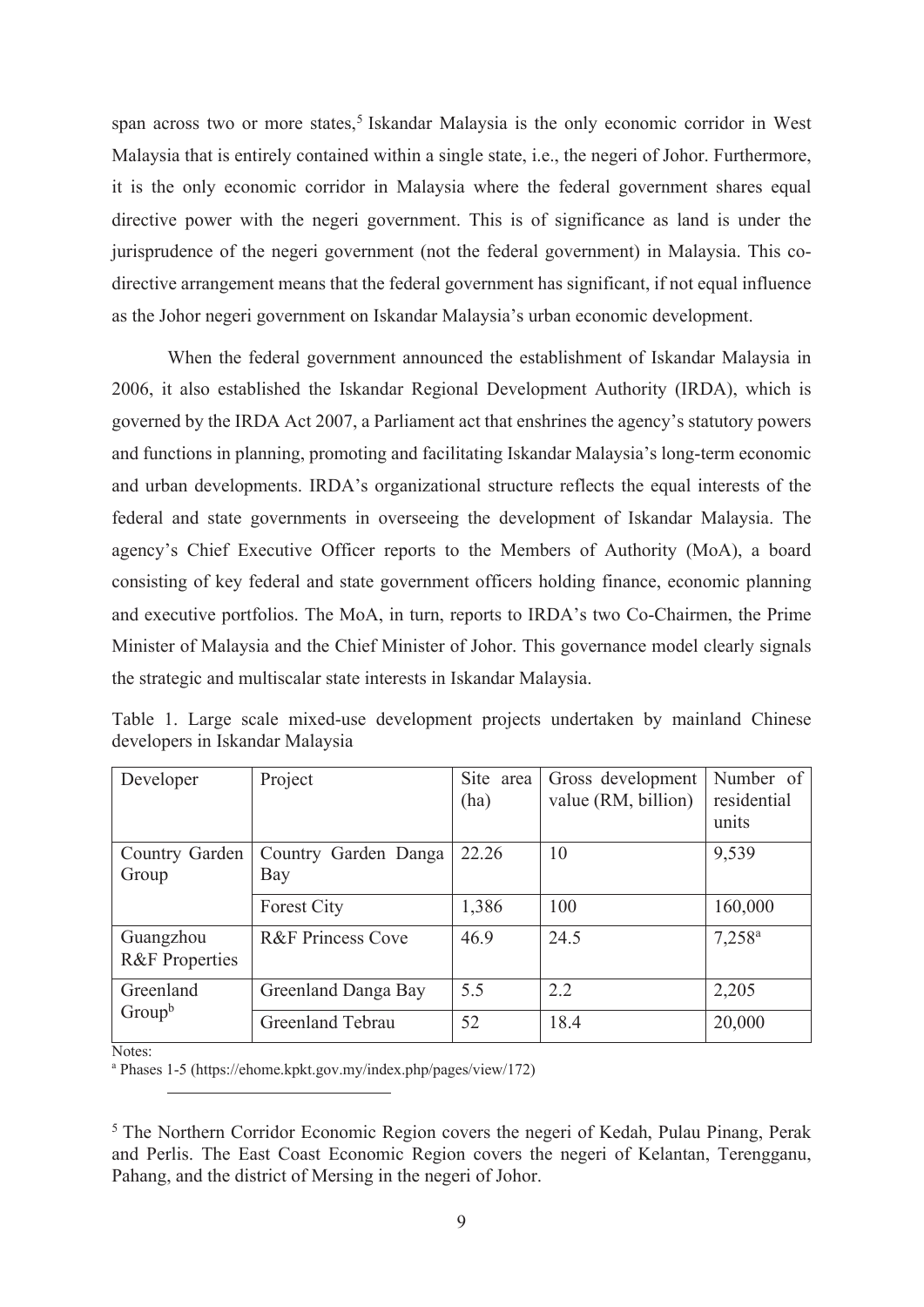span across two or more states,[5] Iskandar Malaysia is the only economic corridor in West Malaysia that is entirely contained within a single state, i.e., the negeri of Johor. Furthermore, it is the only economic corridor in Malaysia where the federal government shares equal directive power with the negeri government. This is of significance as land is under the jurisprudence of the negeri government (not the federal government) in Malaysia. This co-directive arrangement means that the federal government has significant, if not equal influence as the Johor negeri government on Iskandar Malaysia's urban economic development.

When the federal government announced the establishment of Iskandar Malaysia in 2006, it also established the Iskandar Regional Development Authority (IRDA), which is governed by the IRDA Act 2007, a Parliament act that enshrines the agency's statutory powers and functions in planning, promoting and facilitating Iskandar Malaysia's long-term economic and urban developments. IRDA's organizational structure reflects the equal interests of the federal and state governments in overseeing the development of Iskandar Malaysia. The agency's Chief Executive Officer reports to the Members of Authority (MoA), a board consisting of key federal and state government officers holding finance, economic planning and executive portfolios. The MoA, in turn, reports to IRDA's two Co-Chairmen, the Prime Minister of Malaysia and the Chief Minister of Johor. This governance model clearly signals the strategic and multiscalar state interests in Iskandar Malaysia.

Table 1. Large scale mixed-use development projects undertaken by mainland Chinese developers in Iskandar Malaysia

| Developer | Project | Site area (ha) | Gross development value (RM, billion) | Number of residential units |
|---|---|---|---|---|
| Country Garden Group | Country Garden Danga Bay | 22.26 | 10 | 9,539 |
| | Forest City | 1,386 | 100 | 160,000 |
| Guangzhou R&F Properties | R&F Princess Cove | 46.9 | 24.5 | 7,258[a] |
| Greenland Group[b] | Greenland Danga Bay | 5.5 | 2.2 | 2,205 |
| | Greenland Tebrau | 52 | 18.4 | 20,000 |

Notes:
[a] Phases 1-5 (https://ehome.kpkt.gov.my/index.php/pages/view/172)

[5] The Northern Corridor Economic Region covers the negeri of Kedah, Pulau Pinang, Perak and Perlis. The East Coast Economic Region covers the negeri of Kelantan, Terengganu, Pahang, and the district of Mersing in the negeri of Johor.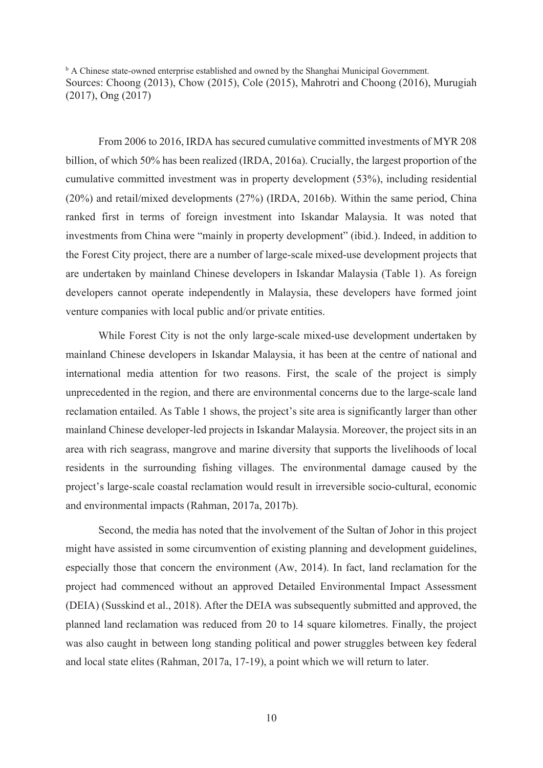[b] A Chinese state-owned enterprise established and owned by the Shanghai Municipal Government.
Sources: Choong (2013), Chow (2015), Cole (2015), Mahrotri and Choong (2016), Murugiah (2017), Ong (2017)

From 2006 to 2016, IRDA has secured cumulative committed investments of MYR 208 billion, of which 50% has been realized (IRDA, 2016a). Crucially, the largest proportion of the cumulative committed investment was in property development (53%), including residential (20%) and retail/mixed developments (27%) (IRDA, 2016b). Within the same period, China ranked first in terms of foreign investment into Iskandar Malaysia. It was noted that investments from China were "mainly in property development" (ibid.). Indeed, in addition to the Forest City project, there are a number of large-scale mixed-use development projects that are undertaken by mainland Chinese developers in Iskandar Malaysia (Table 1). As foreign developers cannot operate independently in Malaysia, these developers have formed joint venture companies with local public and/or private entities.

While Forest City is not the only large-scale mixed-use development undertaken by mainland Chinese developers in Iskandar Malaysia, it has been at the centre of national and international media attention for two reasons. First, the scale of the project is simply unprecedented in the region, and there are environmental concerns due to the large-scale land reclamation entailed. As Table 1 shows, the project's site area is significantly larger than other mainland Chinese developer-led projects in Iskandar Malaysia. Moreover, the project sits in an area with rich seagrass, mangrove and marine diversity that supports the livelihoods of local residents in the surrounding fishing villages. The environmental damage caused by the project's large-scale coastal reclamation would result in irreversible socio-cultural, economic and environmental impacts (Rahman, 2017a, 2017b).

Second, the media has noted that the involvement of the Sultan of Johor in this project might have assisted in some circumvention of existing planning and development guidelines, especially those that concern the environment (Aw, 2014). In fact, land reclamation for the project had commenced without an approved Detailed Environmental Impact Assessment (DEIA) (Susskind et al., 2018). After the DEIA was subsequently submitted and approved, the planned land reclamation was reduced from 20 to 14 square kilometres. Finally, the project was also caught in between long standing political and power struggles between key federal and local state elites (Rahman, 2017a, 17-19), a point which we will return to later.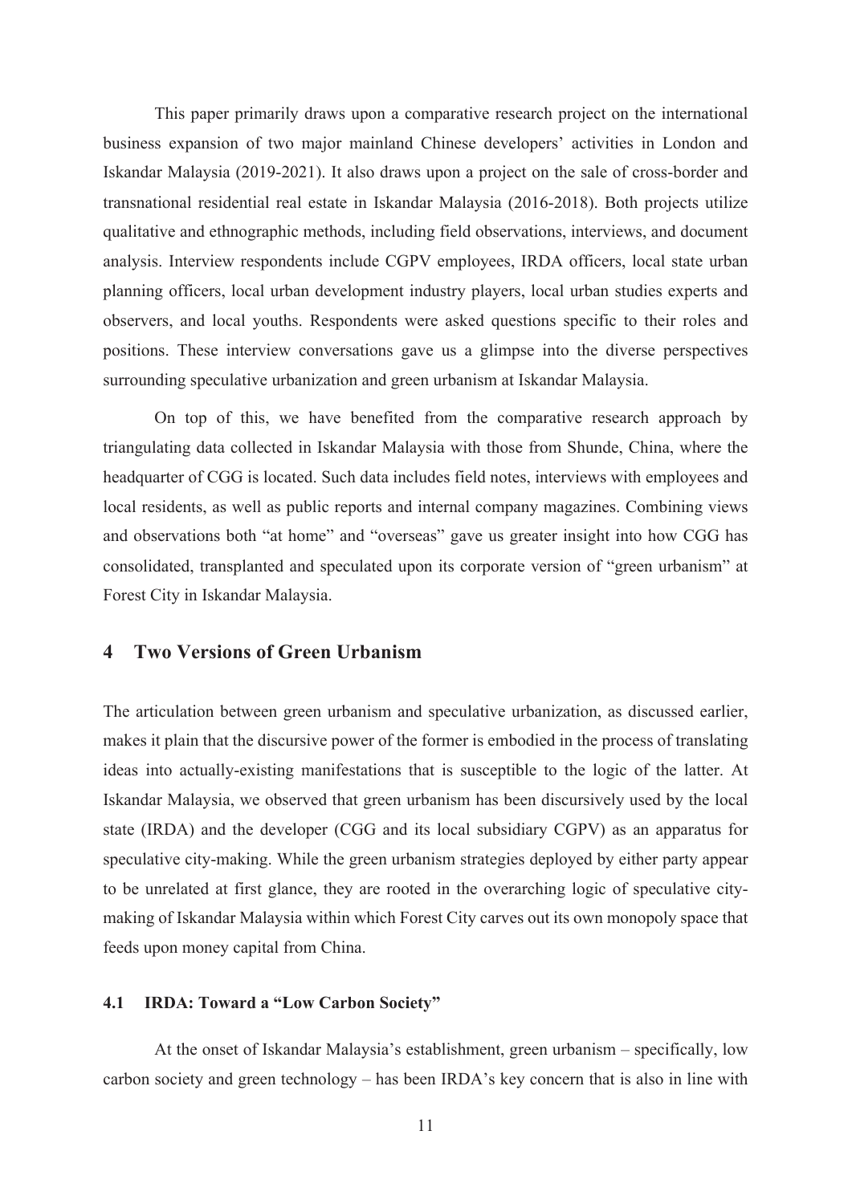This paper primarily draws upon a comparative research project on the international business expansion of two major mainland Chinese developers' activities in London and Iskandar Malaysia (2019-2021). It also draws upon a project on the sale of cross-border and transnational residential real estate in Iskandar Malaysia (2016-2018). Both projects utilize qualitative and ethnographic methods, including field observations, interviews, and document analysis. Interview respondents include CGPV employees, IRDA officers, local state urban planning officers, local urban development industry players, local urban studies experts and observers, and local youths. Respondents were asked questions specific to their roles and positions. These interview conversations gave us a glimpse into the diverse perspectives surrounding speculative urbanization and green urbanism at Iskandar Malaysia.

On top of this, we have benefited from the comparative research approach by triangulating data collected in Iskandar Malaysia with those from Shunde, China, where the headquarter of CGG is located. Such data includes field notes, interviews with employees and local residents, as well as public reports and internal company magazines. Combining views and observations both "at home" and "overseas" gave us greater insight into how CGG has consolidated, transplanted and speculated upon its corporate version of "green urbanism" at Forest City in Iskandar Malaysia.

## 4 Two Versions of Green Urbanism

The articulation between green urbanism and speculative urbanization, as discussed earlier, makes it plain that the discursive power of the former is embodied in the process of translating ideas into actually-existing manifestations that is susceptible to the logic of the latter. At Iskandar Malaysia, we observed that green urbanism has been discursively used by the local state (IRDA) and the developer (CGG and its local subsidiary CGPV) as an apparatus for speculative city-making. While the green urbanism strategies deployed by either party appear to be unrelated at first glance, they are rooted in the overarching logic of speculative city-making of Iskandar Malaysia within which Forest City carves out its own monopoly space that feeds upon money capital from China.

### 4.1 IRDA: Toward a "Low Carbon Society"

At the onset of Iskandar Malaysia's establishment, green urbanism – specifically, low carbon society and green technology – has been IRDA's key concern that is also in line with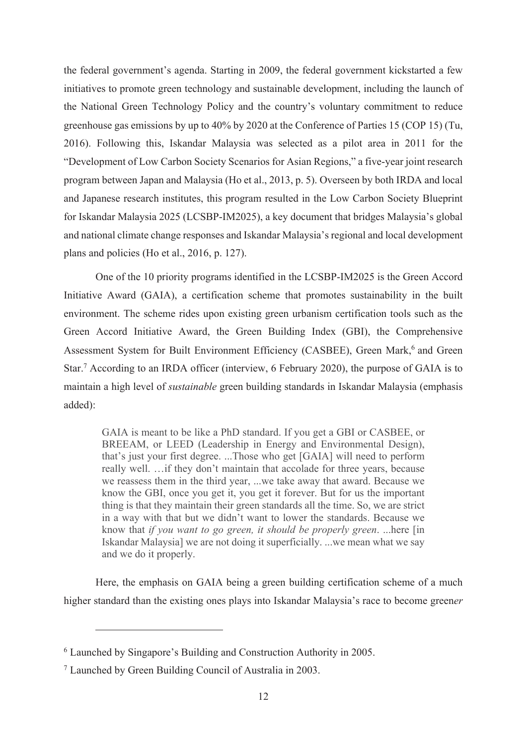the federal government's agenda. Starting in 2009, the federal government kickstarted a few initiatives to promote green technology and sustainable development, including the launch of the National Green Technology Policy and the country's voluntary commitment to reduce greenhouse gas emissions by up to 40% by 2020 at the Conference of Parties 15 (COP 15) (Tu, 2016). Following this, Iskandar Malaysia was selected as a pilot area in 2011 for the "Development of Low Carbon Society Scenarios for Asian Regions," a five-year joint research program between Japan and Malaysia (Ho et al., 2013, p. 5). Overseen by both IRDA and local and Japanese research institutes, this program resulted in the Low Carbon Society Blueprint for Iskandar Malaysia 2025 (LCSBP-IM2025), a key document that bridges Malaysia's global and national climate change responses and Iskandar Malaysia's regional and local development plans and policies (Ho et al., 2016, p. 127).

One of the 10 priority programs identified in the LCSBP-IM2025 is the Green Accord Initiative Award (GAIA), a certification scheme that promotes sustainability in the built environment. The scheme rides upon existing green urbanism certification tools such as the Green Accord Initiative Award, the Green Building Index (GBI), the Comprehensive Assessment System for Built Environment Efficiency (CASBEE), Green Mark,[6] and Green Star.[7] According to an IRDA officer (interview, 6 February 2020), the purpose of GAIA is to maintain a high level of *sustainable* green building standards in Iskandar Malaysia (emphasis added):

> GAIA is meant to be like a PhD standard. If you get a GBI or CASBEE, or BREEAM, or LEED (Leadership in Energy and Environmental Design), that's just your first degree. ...Those who get [GAIA] will need to perform really well. …if they don't maintain that accolade for three years, because we reassess them in the third year, ...we take away that award. Because we know the GBI, once you get it, you get it forever. But for us the important thing is that they maintain their green standards all the time. So, we are strict in a way with that but we didn't want to lower the standards. Because we know that *if you want to go green, it should be properly green*. ...here [in Iskandar Malaysia] we are not doing it superficially. ...we mean what we say and we do it properly.

Here, the emphasis on GAIA being a green building certification scheme of a much higher standard than the existing ones plays into Iskandar Malaysia's race to become green*er*

---

[6] Launched by Singapore's Building and Construction Authority in 2005.

[7] Launched by Green Building Council of Australia in 2003.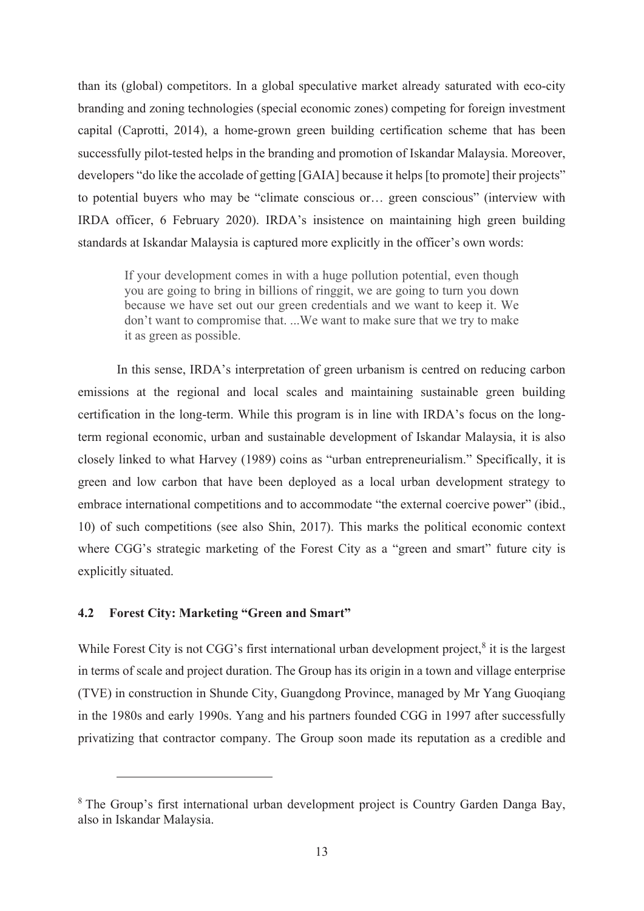than its (global) competitors. In a global speculative market already saturated with eco-city branding and zoning technologies (special economic zones) competing for foreign investment capital (Caprotti, 2014), a home-grown green building certification scheme that has been successfully pilot-tested helps in the branding and promotion of Iskandar Malaysia. Moreover, developers "do like the accolade of getting [GAIA] because it helps [to promote] their projects" to potential buyers who may be "climate conscious or… green conscious" (interview with IRDA officer, 6 February 2020). IRDA's insistence on maintaining high green building standards at Iskandar Malaysia is captured more explicitly in the officer's own words:

> If your development comes in with a huge pollution potential, even though you are going to bring in billions of ringgit, we are going to turn you down because we have set out our green credentials and we want to keep it. We don't want to compromise that. ...We want to make sure that we try to make it as green as possible.

In this sense, IRDA's interpretation of green urbanism is centred on reducing carbon emissions at the regional and local scales and maintaining sustainable green building certification in the long-term. While this program is in line with IRDA's focus on the long-term regional economic, urban and sustainable development of Iskandar Malaysia, it is also closely linked to what Harvey (1989) coins as "urban entrepreneurialism." Specifically, it is green and low carbon that have been deployed as a local urban development strategy to embrace international competitions and to accommodate "the external coercive power" (ibid., 10) of such competitions (see also Shin, 2017). This marks the political economic context where CGG's strategic marketing of the Forest City as a "green and smart" future city is explicitly situated.

### 4.2 Forest City: Marketing "Green and Smart"

While Forest City is not CGG's first international urban development project,[8] it is the largest in terms of scale and project duration. The Group has its origin in a town and village enterprise (TVE) in construction in Shunde City, Guangdong Province, managed by Mr Yang Guoqiang in the 1980s and early 1990s. Yang and his partners founded CGG in 1997 after successfully privatizing that contractor company. The Group soon made its reputation as a credible and

[8] The Group's first international urban development project is Country Garden Danga Bay, also in Iskandar Malaysia.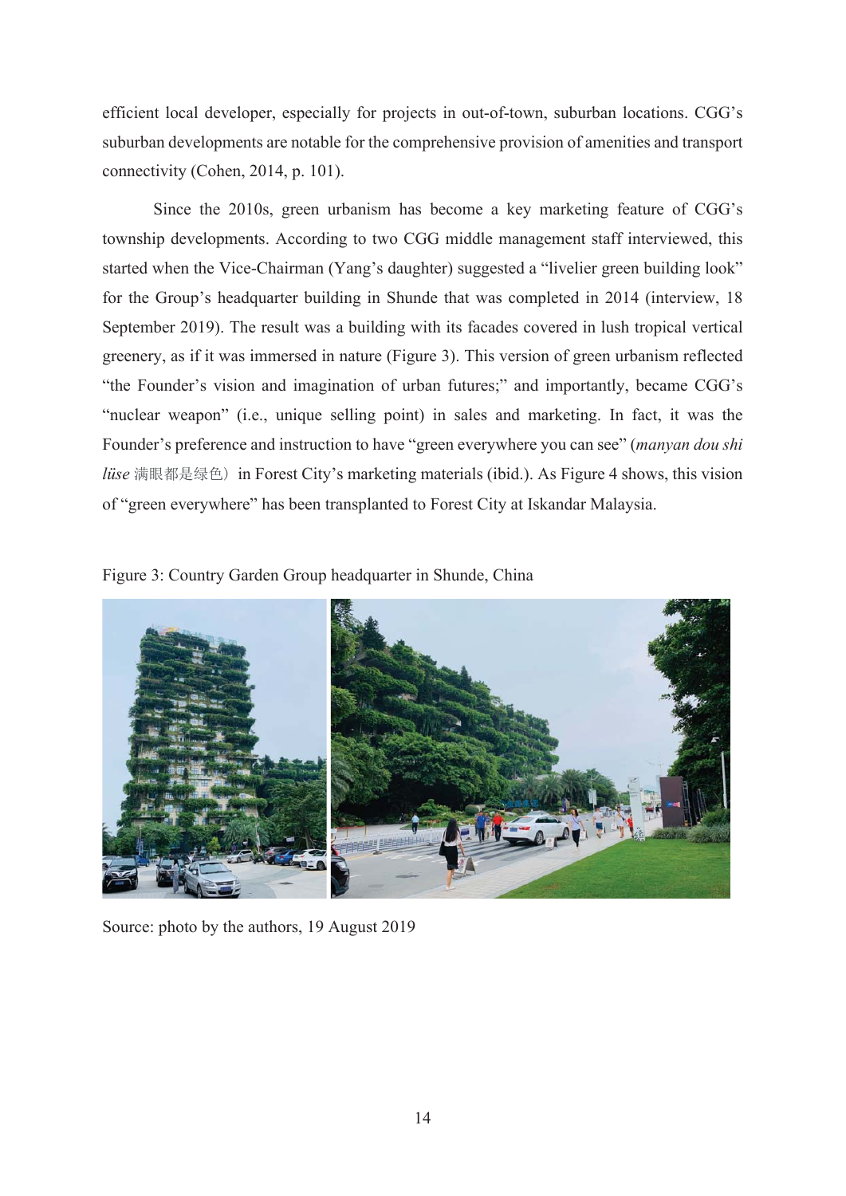efficient local developer, especially for projects in out-of-town, suburban locations. CGG's suburban developments are notable for the comprehensive provision of amenities and transport connectivity (Cohen, 2014, p. 101).

Since the 2010s, green urbanism has become a key marketing feature of CGG's township developments. According to two CGG middle management staff interviewed, this started when the Vice-Chairman (Yang's daughter) suggested a "livelier green building look" for the Group's headquarter building in Shunde that was completed in 2014 (interview, 18 September 2019). The result was a building with its facades covered in lush tropical vertical greenery, as if it was immersed in nature (Figure 3). This version of green urbanism reflected "the Founder's vision and imagination of urban futures;" and importantly, became CGG's "nuclear weapon" (i.e., unique selling point) in sales and marketing. In fact, it was the Founder's preference and instruction to have "green everywhere you can see" (*manyan dou shi lüse* 满眼都是绿色）in Forest City's marketing materials (ibid.). As Figure 4 shows, this vision of "green everywhere" has been transplanted to Forest City at Iskandar Malaysia.

Figure 3: Country Garden Group headquarter in Shunde, China

Source: photo by the authors, 19 August 2019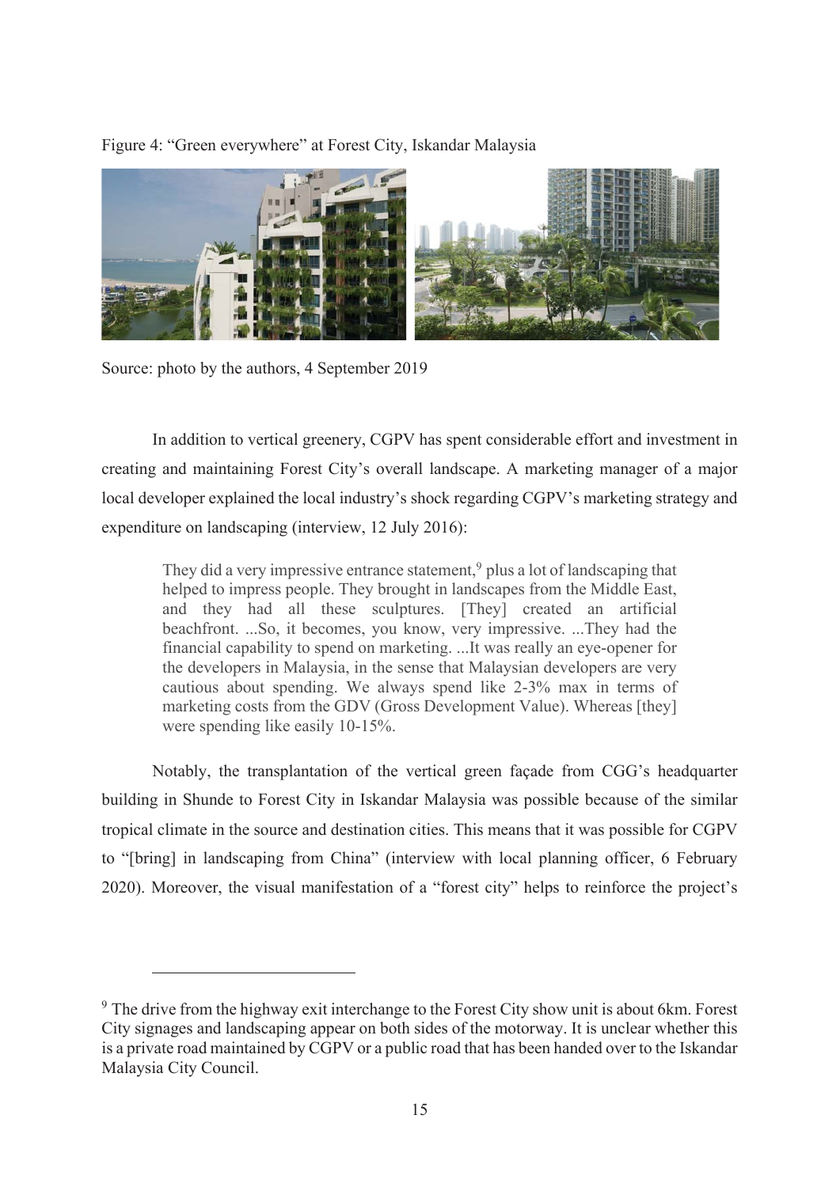Figure 4: "Green everywhere" at Forest City, Iskandar Malaysia

Source: photo by the authors, 4 September 2019

In addition to vertical greenery, CGPV has spent considerable effort and investment in creating and maintaining Forest City's overall landscape. A marketing manager of a major local developer explained the local industry's shock regarding CGPV's marketing strategy and expenditure on landscaping (interview, 12 July 2016):

> They did a very impressive entrance statement,[9] plus a lot of landscaping that helped to impress people. They brought in landscapes from the Middle East, and they had all these sculptures. [They] created an artificial beachfront. ...So, it becomes, you know, very impressive. ...They had the financial capability to spend on marketing. ...It was really an eye-opener for the developers in Malaysia, in the sense that Malaysian developers are very cautious about spending. We always spend like 2-3% max in terms of marketing costs from the GDV (Gross Development Value). Whereas [they] were spending like easily 10-15%.

Notably, the transplantation of the vertical green façade from CGG's headquarter building in Shunde to Forest City in Iskandar Malaysia was possible because of the similar tropical climate in the source and destination cities. This means that it was possible for CGPV to "[bring] in landscaping from China" (interview with local planning officer, 6 February 2020). Moreover, the visual manifestation of a "forest city" helps to reinforce the project's

---

[9] The drive from the highway exit interchange to the Forest City show unit is about 6km. Forest City signages and landscaping appear on both sides of the motorway. It is unclear whether this is a private road maintained by CGPV or a public road that has been handed over to the Iskandar Malaysia City Council.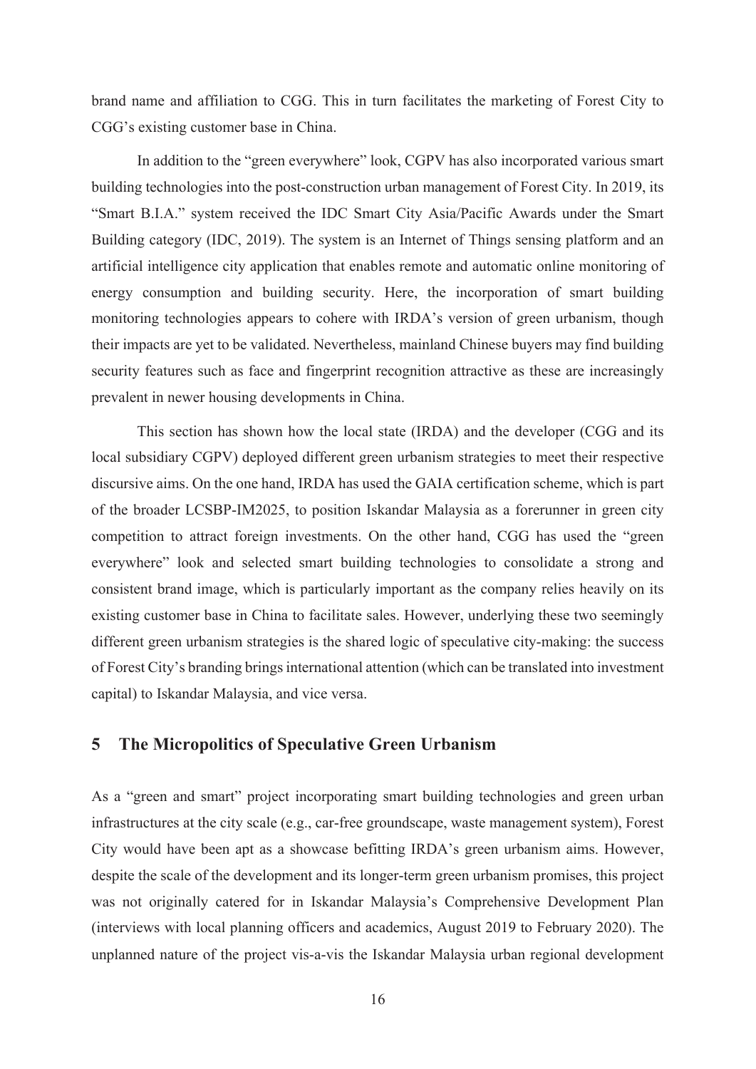brand name and affiliation to CGG. This in turn facilitates the marketing of Forest City to CGG's existing customer base in China.

In addition to the "green everywhere" look, CGPV has also incorporated various smart building technologies into the post-construction urban management of Forest City. In 2019, its "Smart B.I.A." system received the IDC Smart City Asia/Pacific Awards under the Smart Building category (IDC, 2019). The system is an Internet of Things sensing platform and an artificial intelligence city application that enables remote and automatic online monitoring of energy consumption and building security. Here, the incorporation of smart building monitoring technologies appears to cohere with IRDA's version of green urbanism, though their impacts are yet to be validated. Nevertheless, mainland Chinese buyers may find building security features such as face and fingerprint recognition attractive as these are increasingly prevalent in newer housing developments in China.

This section has shown how the local state (IRDA) and the developer (CGG and its local subsidiary CGPV) deployed different green urbanism strategies to meet their respective discursive aims. On the one hand, IRDA has used the GAIA certification scheme, which is part of the broader LCSBP-IM2025, to position Iskandar Malaysia as a forerunner in green city competition to attract foreign investments. On the other hand, CGG has used the "green everywhere" look and selected smart building technologies to consolidate a strong and consistent brand image, which is particularly important as the company relies heavily on its existing customer base in China to facilitate sales. However, underlying these two seemingly different green urbanism strategies is the shared logic of speculative city-making: the success of Forest City's branding brings international attention (which can be translated into investment capital) to Iskandar Malaysia, and vice versa.

## 5 The Micropolitics of Speculative Green Urbanism

As a "green and smart" project incorporating smart building technologies and green urban infrastructures at the city scale (e.g., car-free groundscape, waste management system), Forest City would have been apt as a showcase befitting IRDA's green urbanism aims. However, despite the scale of the development and its longer-term green urbanism promises, this project was not originally catered for in Iskandar Malaysia's Comprehensive Development Plan (interviews with local planning officers and academics, August 2019 to February 2020). The unplanned nature of the project vis-a-vis the Iskandar Malaysia urban regional development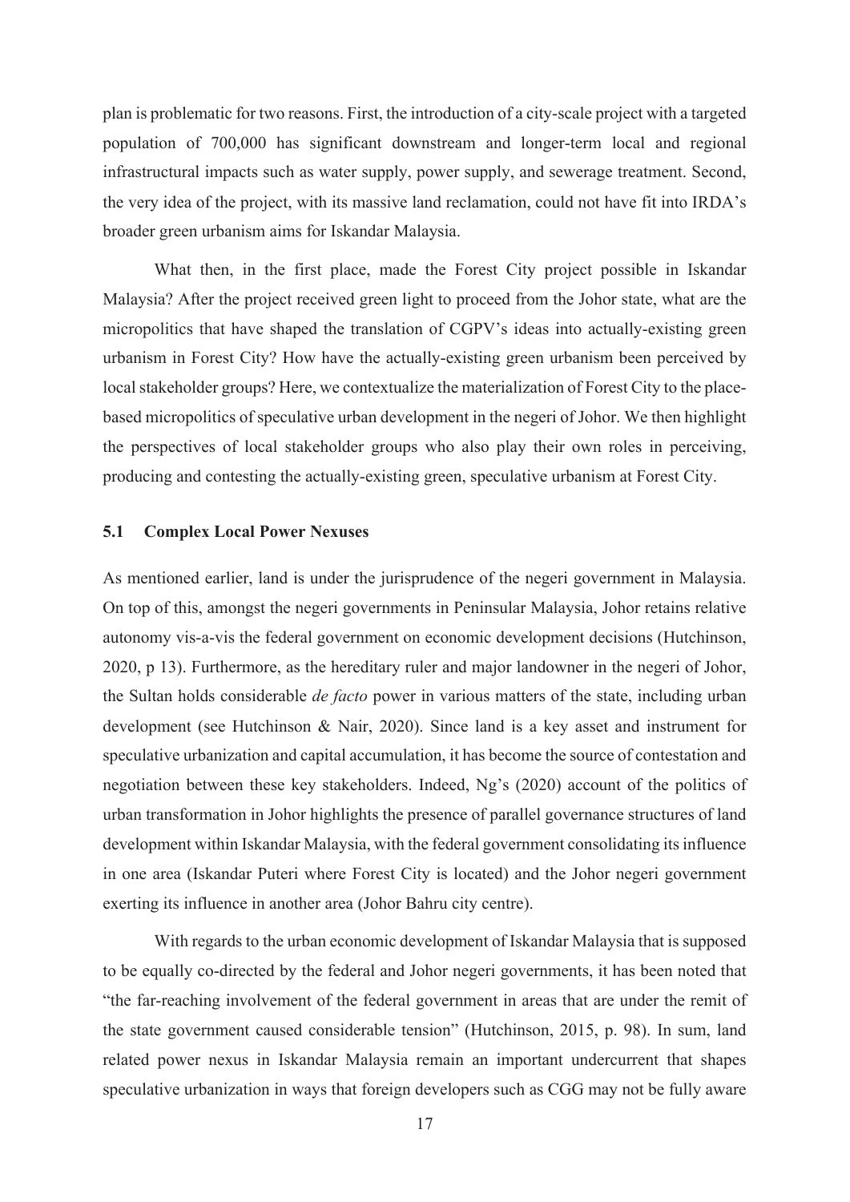plan is problematic for two reasons. First, the introduction of a city-scale project with a targeted population of 700,000 has significant downstream and longer-term local and regional infrastructural impacts such as water supply, power supply, and sewerage treatment. Second, the very idea of the project, with its massive land reclamation, could not have fit into IRDA's broader green urbanism aims for Iskandar Malaysia.

What then, in the first place, made the Forest City project possible in Iskandar Malaysia? After the project received green light to proceed from the Johor state, what are the micropolitics that have shaped the translation of CGPV's ideas into actually-existing green urbanism in Forest City? How have the actually-existing green urbanism been perceived by local stakeholder groups? Here, we contextualize the materialization of Forest City to the place-based micropolitics of speculative urban development in the negeri of Johor. We then highlight the perspectives of local stakeholder groups who also play their own roles in perceiving, producing and contesting the actually-existing green, speculative urbanism at Forest City.

### 5.1 Complex Local Power Nexuses

As mentioned earlier, land is under the jurisprudence of the negeri government in Malaysia. On top of this, amongst the negeri governments in Peninsular Malaysia, Johor retains relative autonomy vis-a-vis the federal government on economic development decisions (Hutchinson, 2020, p 13). Furthermore, as the hereditary ruler and major landowner in the negeri of Johor, the Sultan holds considerable *de facto* power in various matters of the state, including urban development (see Hutchinson & Nair, 2020). Since land is a key asset and instrument for speculative urbanization and capital accumulation, it has become the source of contestation and negotiation between these key stakeholders. Indeed, Ng's (2020) account of the politics of urban transformation in Johor highlights the presence of parallel governance structures of land development within Iskandar Malaysia, with the federal government consolidating its influence in one area (Iskandar Puteri where Forest City is located) and the Johor negeri government exerting its influence in another area (Johor Bahru city centre).

With regards to the urban economic development of Iskandar Malaysia that is supposed to be equally co-directed by the federal and Johor negeri governments, it has been noted that "the far-reaching involvement of the federal government in areas that are under the remit of the state government caused considerable tension" (Hutchinson, 2015, p. 98). In sum, land related power nexus in Iskandar Malaysia remain an important undercurrent that shapes speculative urbanization in ways that foreign developers such as CGG may not be fully aware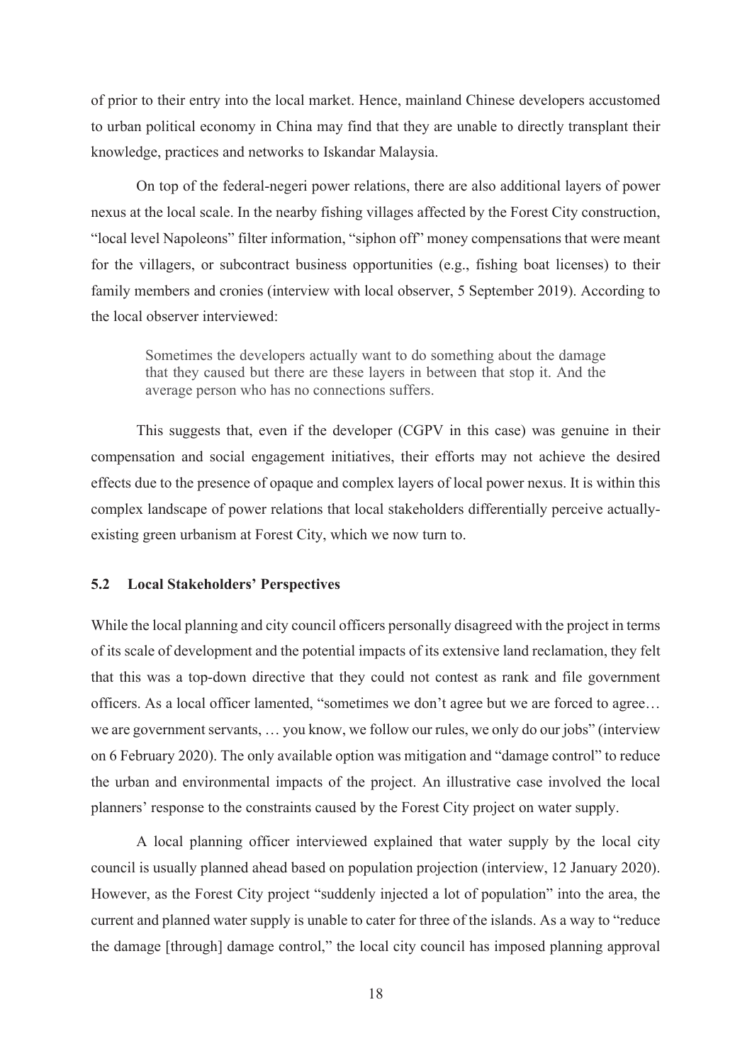of prior to their entry into the local market. Hence, mainland Chinese developers accustomed to urban political economy in China may find that they are unable to directly transplant their knowledge, practices and networks to Iskandar Malaysia.

On top of the federal-negeri power relations, there are also additional layers of power nexus at the local scale. In the nearby fishing villages affected by the Forest City construction, "local level Napoleons" filter information, "siphon off" money compensations that were meant for the villagers, or subcontract business opportunities (e.g., fishing boat licenses) to their family members and cronies (interview with local observer, 5 September 2019). According to the local observer interviewed:

> Sometimes the developers actually want to do something about the damage that they caused but there are these layers in between that stop it. And the average person who has no connections suffers.

This suggests that, even if the developer (CGPV in this case) was genuine in their compensation and social engagement initiatives, their efforts may not achieve the desired effects due to the presence of opaque and complex layers of local power nexus. It is within this complex landscape of power relations that local stakeholders differentially perceive actually-existing green urbanism at Forest City, which we now turn to.

### 5.2 Local Stakeholders' Perspectives

While the local planning and city council officers personally disagreed with the project in terms of its scale of development and the potential impacts of its extensive land reclamation, they felt that this was a top-down directive that they could not contest as rank and file government officers. As a local officer lamented, "sometimes we don't agree but we are forced to agree… we are government servants, … you know, we follow our rules, we only do our jobs" (interview on 6 February 2020). The only available option was mitigation and "damage control" to reduce the urban and environmental impacts of the project. An illustrative case involved the local planners' response to the constraints caused by the Forest City project on water supply.

A local planning officer interviewed explained that water supply by the local city council is usually planned ahead based on population projection (interview, 12 January 2020). However, as the Forest City project "suddenly injected a lot of population" into the area, the current and planned water supply is unable to cater for three of the islands. As a way to "reduce the damage [through] damage control," the local city council has imposed planning approval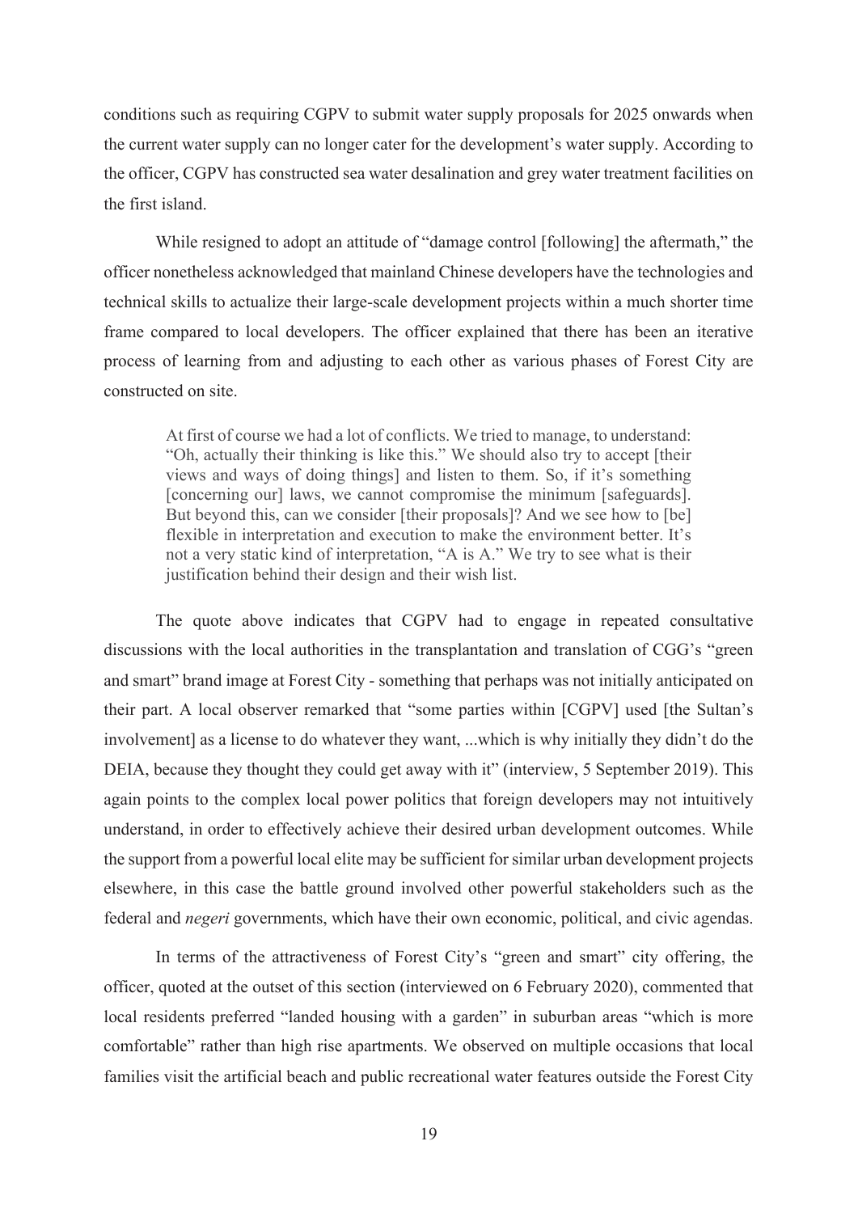conditions such as requiring CGPV to submit water supply proposals for 2025 onwards when the current water supply can no longer cater for the development's water supply. According to the officer, CGPV has constructed sea water desalination and grey water treatment facilities on the first island.

While resigned to adopt an attitude of "damage control [following] the aftermath," the officer nonetheless acknowledged that mainland Chinese developers have the technologies and technical skills to actualize their large-scale development projects within a much shorter time frame compared to local developers. The officer explained that there has been an iterative process of learning from and adjusting to each other as various phases of Forest City are constructed on site.

> At first of course we had a lot of conflicts. We tried to manage, to understand: "Oh, actually their thinking is like this." We should also try to accept [their views and ways of doing things] and listen to them. So, if it's something [concerning our] laws, we cannot compromise the minimum [safeguards]. But beyond this, can we consider [their proposals]? And we see how to [be] flexible in interpretation and execution to make the environment better. It's not a very static kind of interpretation, "A is A." We try to see what is their justification behind their design and their wish list.

The quote above indicates that CGPV had to engage in repeated consultative discussions with the local authorities in the transplantation and translation of CGG's "green and smart" brand image at Forest City - something that perhaps was not initially anticipated on their part. A local observer remarked that "some parties within [CGPV] used [the Sultan's involvement] as a license to do whatever they want, ...which is why initially they didn't do the DEIA, because they thought they could get away with it" (interview, 5 September 2019). This again points to the complex local power politics that foreign developers may not intuitively understand, in order to effectively achieve their desired urban development outcomes. While the support from a powerful local elite may be sufficient for similar urban development projects elsewhere, in this case the battle ground involved other powerful stakeholders such as the federal and *negeri* governments, which have their own economic, political, and civic agendas.

In terms of the attractiveness of Forest City's "green and smart" city offering, the officer, quoted at the outset of this section (interviewed on 6 February 2020), commented that local residents preferred "landed housing with a garden" in suburban areas "which is more comfortable" rather than high rise apartments. We observed on multiple occasions that local families visit the artificial beach and public recreational water features outside the Forest City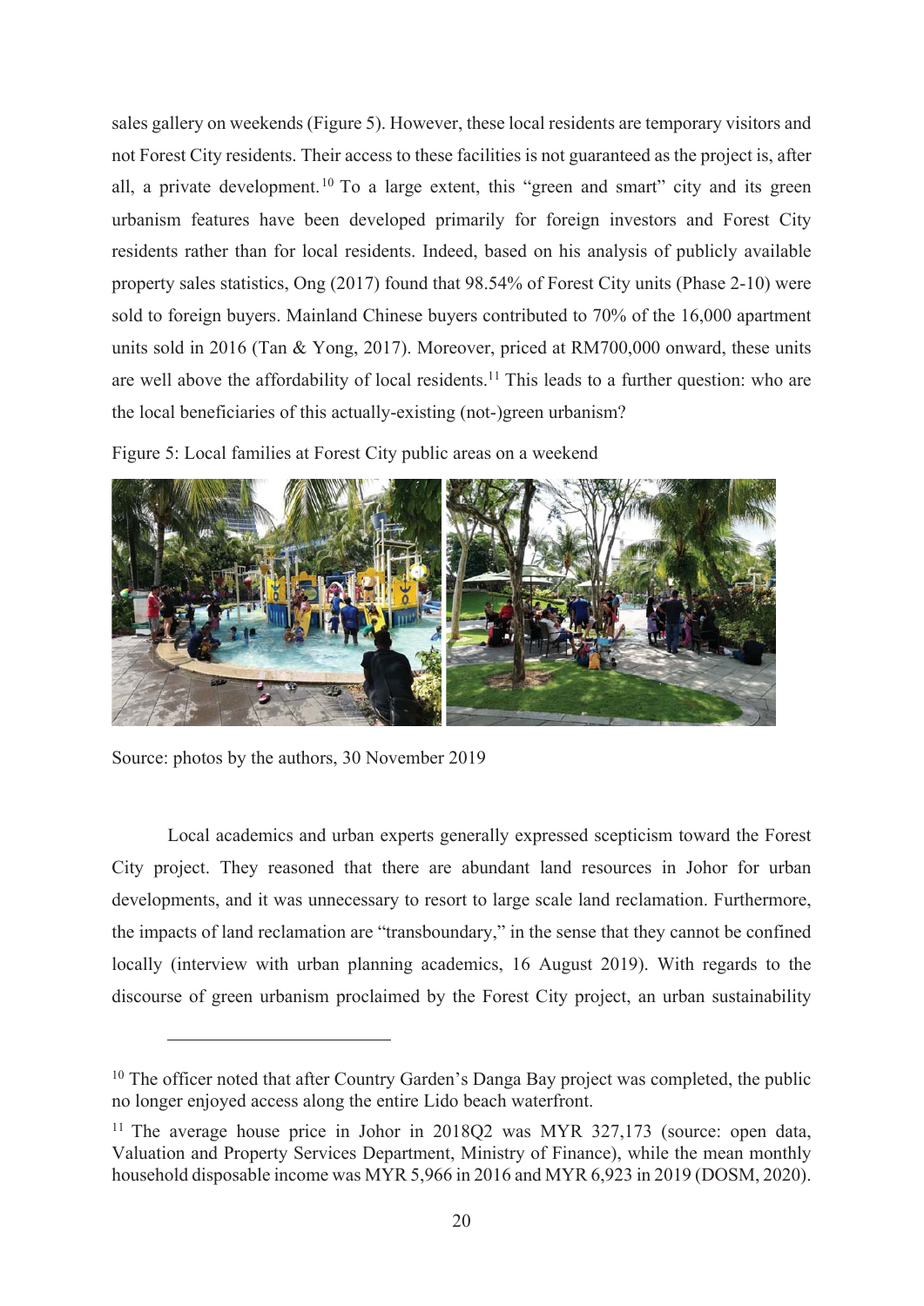sales gallery on weekends (Figure 5). However, these local residents are temporary visitors and not Forest City residents. Their access to these facilities is not guaranteed as the project is, after all, a private development.[10] To a large extent, this "green and smart" city and its green urbanism features have been developed primarily for foreign investors and Forest City residents rather than for local residents. Indeed, based on his analysis of publicly available property sales statistics, Ong (2017) found that 98.54% of Forest City units (Phase 2-10) were sold to foreign buyers. Mainland Chinese buyers contributed to 70% of the 16,000 apartment units sold in 2016 (Tan & Yong, 2017). Moreover, priced at RM700,000 onward, these units are well above the affordability of local residents.[11] This leads to a further question: who are the local beneficiaries of this actually-existing (not-)green urbanism?

Figure 5: Local families at Forest City public areas on a weekend

Source: photos by the authors, 30 November 2019

Local academics and urban experts generally expressed scepticism toward the Forest City project. They reasoned that there are abundant land resources in Johor for urban developments, and it was unnecessary to resort to large scale land reclamation. Furthermore, the impacts of land reclamation are "transboundary," in the sense that they cannot be confined locally (interview with urban planning academics, 16 August 2019). With regards to the discourse of green urbanism proclaimed by the Forest City project, an urban sustainability

---

[10] The officer noted that after Country Garden's Danga Bay project was completed, the public no longer enjoyed access along the entire Lido beach waterfront.

[11] The average house price in Johor in 2018Q2 was MYR 327,173 (source: open data, Valuation and Property Services Department, Ministry of Finance), while the mean monthly household disposable income was MYR 5,966 in 2016 and MYR 6,923 in 2019 (DOSM, 2020).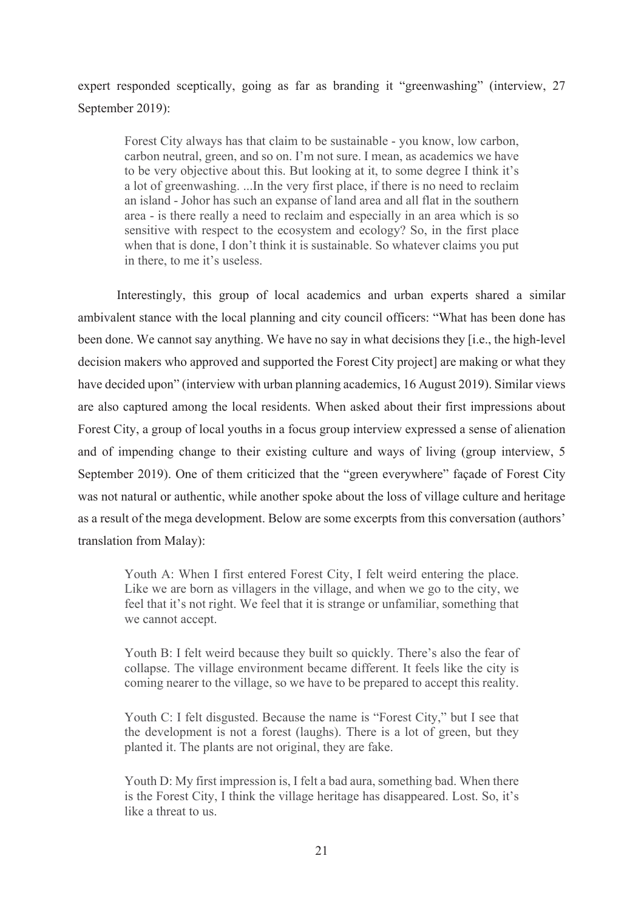expert responded sceptically, going as far as branding it "greenwashing" (interview, 27 September 2019):

> Forest City always has that claim to be sustainable - you know, low carbon, carbon neutral, green, and so on. I'm not sure. I mean, as academics we have to be very objective about this. But looking at it, to some degree I think it's a lot of greenwashing. ...In the very first place, if there is no need to reclaim an island - Johor has such an expanse of land area and all flat in the southern area - is there really a need to reclaim and especially in an area which is so sensitive with respect to the ecosystem and ecology? So, in the first place when that is done, I don't think it is sustainable. So whatever claims you put in there, to me it's useless.

Interestingly, this group of local academics and urban experts shared a similar ambivalent stance with the local planning and city council officers: "What has been done has been done. We cannot say anything. We have no say in what decisions they [i.e., the high-level decision makers who approved and supported the Forest City project] are making or what they have decided upon" (interview with urban planning academics, 16 August 2019). Similar views are also captured among the local residents. When asked about their first impressions about Forest City, a group of local youths in a focus group interview expressed a sense of alienation and of impending change to their existing culture and ways of living (group interview, 5 September 2019). One of them criticized that the "green everywhere" façade of Forest City was not natural or authentic, while another spoke about the loss of village culture and heritage as a result of the mega development. Below are some excerpts from this conversation (authors' translation from Malay):

> Youth A: When I first entered Forest City, I felt weird entering the place. Like we are born as villagers in the village, and when we go to the city, we feel that it's not right. We feel that it is strange or unfamiliar, something that we cannot accept.
>
> Youth B: I felt weird because they built so quickly. There's also the fear of collapse. The village environment became different. It feels like the city is coming nearer to the village, so we have to be prepared to accept this reality.
>
> Youth C: I felt disgusted. Because the name is "Forest City," but I see that the development is not a forest (laughs). There is a lot of green, but they planted it. The plants are not original, they are fake.
>
> Youth D: My first impression is, I felt a bad aura, something bad. When there is the Forest City, I think the village heritage has disappeared. Lost. So, it's like a threat to us.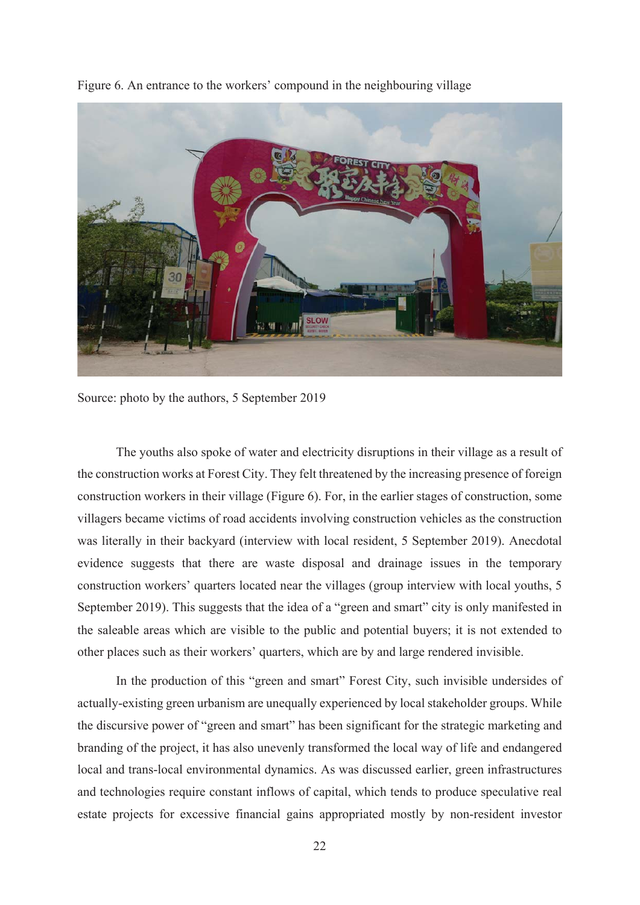Figure 6. An entrance to the workers' compound in the neighbouring village

Source: photo by the authors, 5 September 2019

The youths also spoke of water and electricity disruptions in their village as a result of the construction works at Forest City. They felt threatened by the increasing presence of foreign construction workers in their village (Figure 6). For, in the earlier stages of construction, some villagers became victims of road accidents involving construction vehicles as the construction was literally in their backyard (interview with local resident, 5 September 2019). Anecdotal evidence suggests that there are waste disposal and drainage issues in the temporary construction workers' quarters located near the villages (group interview with local youths, 5 September 2019). This suggests that the idea of a "green and smart" city is only manifested in the saleable areas which are visible to the public and potential buyers; it is not extended to other places such as their workers' quarters, which are by and large rendered invisible.

In the production of this "green and smart" Forest City, such invisible undersides of actually-existing green urbanism are unequally experienced by local stakeholder groups. While the discursive power of "green and smart" has been significant for the strategic marketing and branding of the project, it has also unevenly transformed the local way of life and endangered local and trans-local environmental dynamics. As was discussed earlier, green infrastructures and technologies require constant inflows of capital, which tends to produce speculative real estate projects for excessive financial gains appropriated mostly by non-resident investor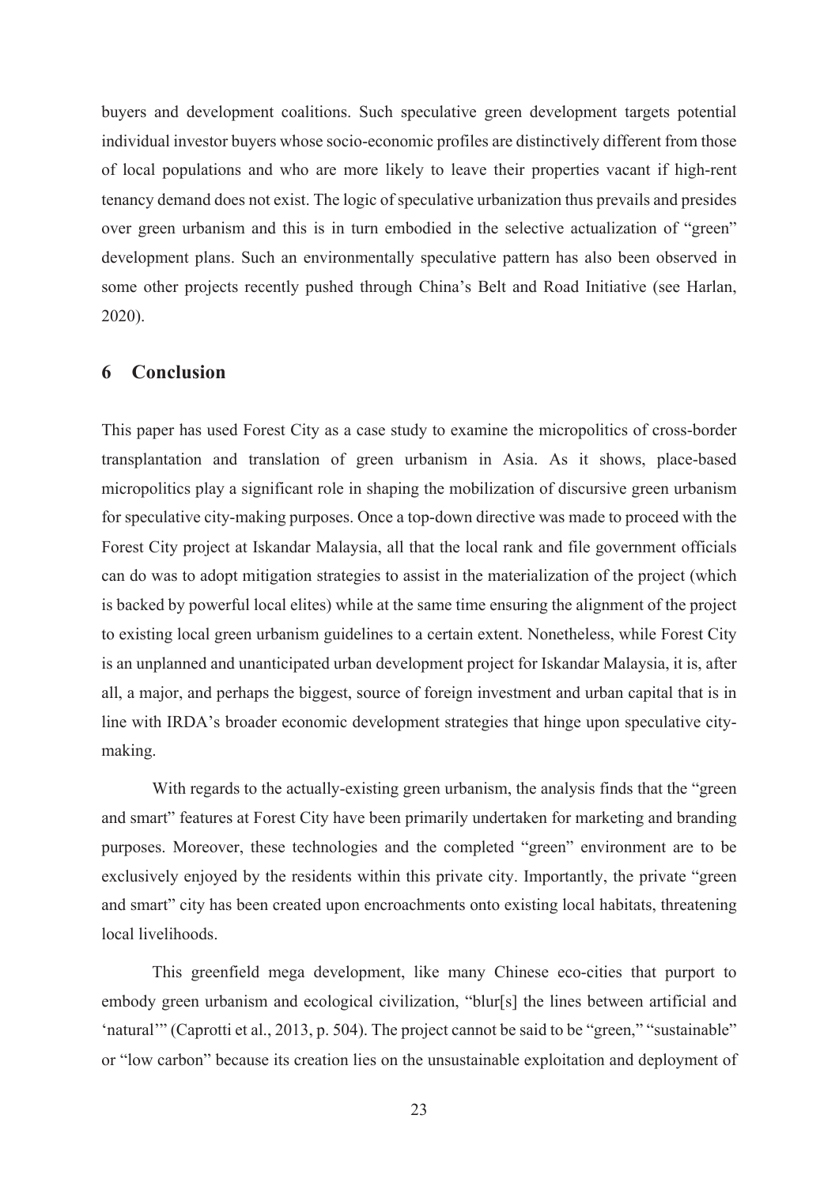buyers and development coalitions. Such speculative green development targets potential individual investor buyers whose socio-economic profiles are distinctively different from those of local populations and who are more likely to leave their properties vacant if high-rent tenancy demand does not exist. The logic of speculative urbanization thus prevails and presides over green urbanism and this is in turn embodied in the selective actualization of "green" development plans. Such an environmentally speculative pattern has also been observed in some other projects recently pushed through China's Belt and Road Initiative (see Harlan, 2020).

## 6 Conclusion

This paper has used Forest City as a case study to examine the micropolitics of cross-border transplantation and translation of green urbanism in Asia. As it shows, place-based micropolitics play a significant role in shaping the mobilization of discursive green urbanism for speculative city-making purposes. Once a top-down directive was made to proceed with the Forest City project at Iskandar Malaysia, all that the local rank and file government officials can do was to adopt mitigation strategies to assist in the materialization of the project (which is backed by powerful local elites) while at the same time ensuring the alignment of the project to existing local green urbanism guidelines to a certain extent. Nonetheless, while Forest City is an unplanned and unanticipated urban development project for Iskandar Malaysia, it is, after all, a major, and perhaps the biggest, source of foreign investment and urban capital that is in line with IRDA's broader economic development strategies that hinge upon speculative city-making.

With regards to the actually-existing green urbanism, the analysis finds that the "green and smart" features at Forest City have been primarily undertaken for marketing and branding purposes. Moreover, these technologies and the completed "green" environment are to be exclusively enjoyed by the residents within this private city. Importantly, the private "green and smart" city has been created upon encroachments onto existing local habitats, threatening local livelihoods.

This greenfield mega development, like many Chinese eco-cities that purport to embody green urbanism and ecological civilization, "blur[s] the lines between artificial and 'natural'" (Caprotti et al., 2013, p. 504). The project cannot be said to be "green," "sustainable" or "low carbon" because its creation lies on the unsustainable exploitation and deployment of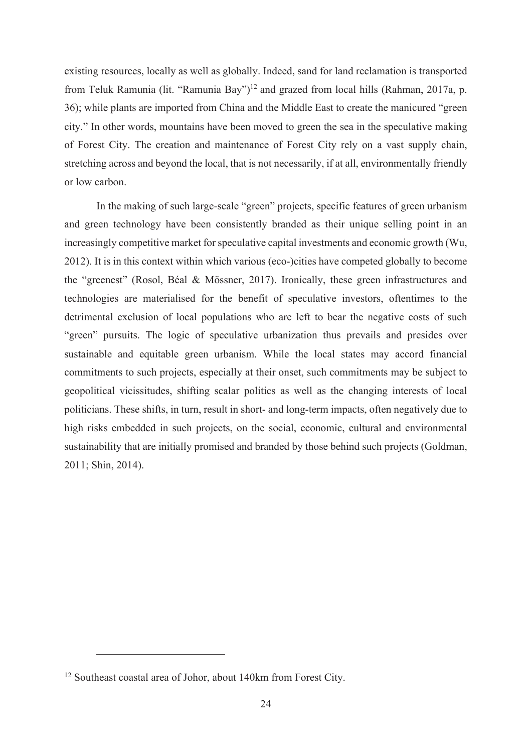existing resources, locally as well as globally. Indeed, sand for land reclamation is transported from Teluk Ramunia (lit. "Ramunia Bay")[12] and grazed from local hills (Rahman, 2017a, p. 36); while plants are imported from China and the Middle East to create the manicured "green city." In other words, mountains have been moved to green the sea in the speculative making of Forest City. The creation and maintenance of Forest City rely on a vast supply chain, stretching across and beyond the local, that is not necessarily, if at all, environmentally friendly or low carbon.

In the making of such large-scale "green" projects, specific features of green urbanism and green technology have been consistently branded as their unique selling point in an increasingly competitive market for speculative capital investments and economic growth (Wu, 2012). It is in this context within which various (eco-)cities have competed globally to become the "greenest" (Rosol, Béal & Mössner, 2017). Ironically, these green infrastructures and technologies are materialised for the benefit of speculative investors, oftentimes to the detrimental exclusion of local populations who are left to bear the negative costs of such "green" pursuits. The logic of speculative urbanization thus prevails and presides over sustainable and equitable green urbanism. While the local states may accord financial commitments to such projects, especially at their onset, such commitments may be subject to geopolitical vicissitudes, shifting scalar politics as well as the changing interests of local politicians. These shifts, in turn, result in short- and long-term impacts, often negatively due to high risks embedded in such projects, on the social, economic, cultural and environmental sustainability that are initially promised and branded by those behind such projects (Goldman, 2011; Shin, 2014).

[12] Southeast coastal area of Johor, about 140km from Forest City.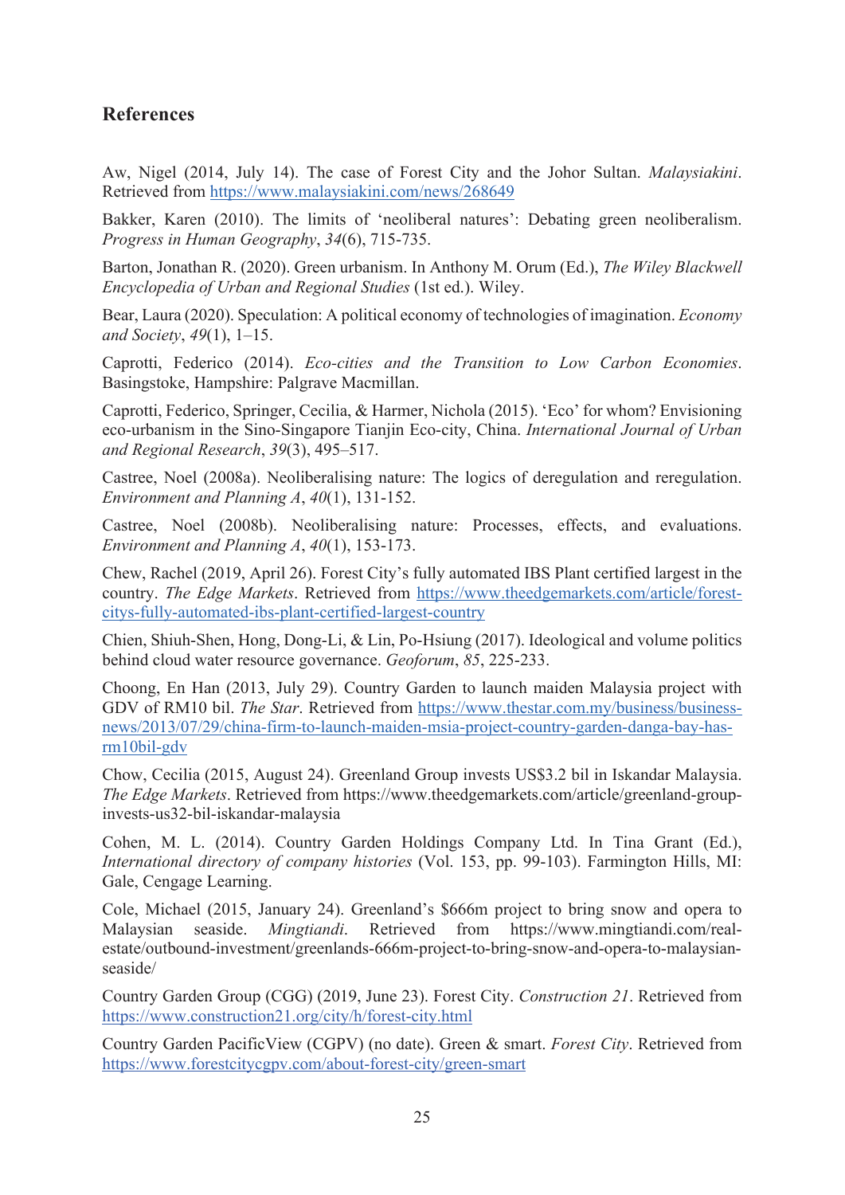## References

Aw, Nigel (2014, July 14). The case of Forest City and the Johor Sultan. *Malaysiakini*. Retrieved from https://www.malaysiakini.com/news/268649

Bakker, Karen (2010). The limits of 'neoliberal natures': Debating green neoliberalism. *Progress in Human Geography*, *34*(6), 715-735.

Barton, Jonathan R. (2020). Green urbanism. In Anthony M. Orum (Ed.), *The Wiley Blackwell Encyclopedia of Urban and Regional Studies* (1st ed.). Wiley.

Bear, Laura (2020). Speculation: A political economy of technologies of imagination. *Economy and Society*, *49*(1), 1–15.

Caprotti, Federico (2014). *Eco-cities and the Transition to Low Carbon Economies*. Basingstoke, Hampshire: Palgrave Macmillan.

Caprotti, Federico, Springer, Cecilia, & Harmer, Nichola (2015). 'Eco' for whom? Envisioning eco-urbanism in the Sino-Singapore Tianjin Eco-city, China. *International Journal of Urban and Regional Research*, *39*(3), 495–517.

Castree, Noel (2008a). Neoliberalising nature: The logics of deregulation and reregulation. *Environment and Planning A*, *40*(1), 131-152.

Castree, Noel (2008b). Neoliberalising nature: Processes, effects, and evaluations. *Environment and Planning A*, *40*(1), 153-173.

Chew, Rachel (2019, April 26). Forest City's fully automated IBS Plant certified largest in the country. *The Edge Markets*. Retrieved from https://www.theedgemarkets.com/article/forest-citys-fully-automated-ibs-plant-certified-largest-country

Chien, Shiuh-Shen, Hong, Dong-Li, & Lin, Po-Hsiung (2017). Ideological and volume politics behind cloud water resource governance. *Geoforum*, *85*, 225-233.

Choong, En Han (2013, July 29). Country Garden to launch maiden Malaysia project with GDV of RM10 bil. *The Star*. Retrieved from https://www.thestar.com.my/business/business-news/2013/07/29/china-firm-to-launch-maiden-msia-project-country-garden-danga-bay-has-rm10bil-gdv

Chow, Cecilia (2015, August 24). Greenland Group invests US$3.2 bil in Iskandar Malaysia. *The Edge Markets*. Retrieved from https://www.theedgemarkets.com/article/greenland-group-invests-us32-bil-iskandar-malaysia

Cohen, M. L. (2014). Country Garden Holdings Company Ltd. In Tina Grant (Ed.), *International directory of company histories* (Vol. 153, pp. 99-103). Farmington Hills, MI: Gale, Cengage Learning.

Cole, Michael (2015, January 24). Greenland's $666m project to bring snow and opera to Malaysian seaside. *Mingtiandi*. Retrieved from https://www.mingtiandi.com/real-estate/outbound-investment/greenlands-666m-project-to-bring-snow-and-opera-to-malaysian-seaside/

Country Garden Group (CGG) (2019, June 23). Forest City. *Construction 21*. Retrieved from https://www.construction21.org/city/h/forest-city.html

Country Garden PacificView (CGPV) (no date). Green & smart. *Forest City*. Retrieved from https://www.forestcitycgpv.com/about-forest-city/green-smart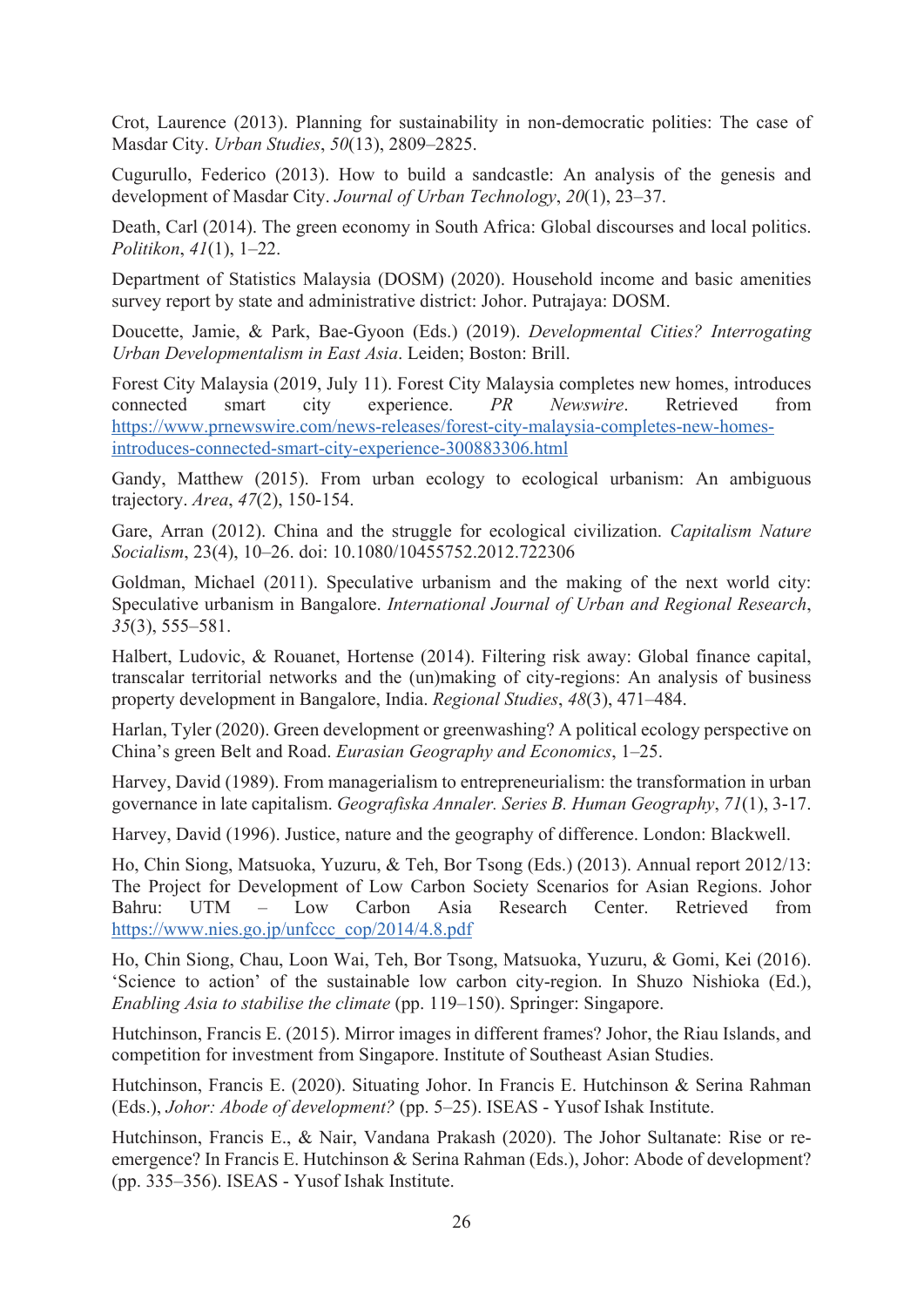Crot, Laurence (2013). Planning for sustainability in non-democratic polities: The case of Masdar City. *Urban Studies*, *50*(13), 2809–2825.

Cugurullo, Federico (2013). How to build a sandcastle: An analysis of the genesis and development of Masdar City. *Journal of Urban Technology*, *20*(1), 23–37.

Death, Carl (2014). The green economy in South Africa: Global discourses and local politics. *Politikon*, *41*(1), 1–22.

Department of Statistics Malaysia (DOSM) (2020). Household income and basic amenities survey report by state and administrative district: Johor. Putrajaya: DOSM.

Doucette, Jamie, & Park, Bae-Gyoon (Eds.) (2019). *Developmental Cities? Interrogating Urban Developmentalism in East Asia*. Leiden; Boston: Brill.

Forest City Malaysia (2019, July 11). Forest City Malaysia completes new homes, introduces connected smart city experience. *PR Newswire*. Retrieved from https://www.prnewswire.com/news-releases/forest-city-malaysia-completes-new-homes-introduces-connected-smart-city-experience-300883306.html

Gandy, Matthew (2015). From urban ecology to ecological urbanism: An ambiguous trajectory. *Area*, *47*(2), 150-154.

Gare, Arran (2012). China and the struggle for ecological civilization. *Capitalism Nature Socialism*, 23(4), 10–26. doi: 10.1080/10455752.2012.722306

Goldman, Michael (2011). Speculative urbanism and the making of the next world city: Speculative urbanism in Bangalore. *International Journal of Urban and Regional Research*, *35*(3), 555–581.

Halbert, Ludovic, & Rouanet, Hortense (2014). Filtering risk away: Global finance capital, transcalar territorial networks and the (un)making of city-regions: An analysis of business property development in Bangalore, India. *Regional Studies*, *48*(3), 471–484.

Harlan, Tyler (2020). Green development or greenwashing? A political ecology perspective on China's green Belt and Road. *Eurasian Geography and Economics*, 1–25.

Harvey, David (1989). From managerialism to entrepreneurialism: the transformation in urban governance in late capitalism. *Geografiska Annaler. Series B. Human Geography*, *71*(1), 3-17.

Harvey, David (1996). Justice, nature and the geography of difference. London: Blackwell.

Ho, Chin Siong, Matsuoka, Yuzuru, & Teh, Bor Tsong (Eds.) (2013). Annual report 2012/13: The Project for Development of Low Carbon Society Scenarios for Asian Regions. Johor Bahru: UTM – Low Carbon Asia Research Center. Retrieved from https://www.nies.go.jp/unfccc_cop/2014/4.8.pdf

Ho, Chin Siong, Chau, Loon Wai, Teh, Bor Tsong, Matsuoka, Yuzuru, & Gomi, Kei (2016). 'Science to action' of the sustainable low carbon city-region. In Shuzo Nishioka (Ed.), *Enabling Asia to stabilise the climate* (pp. 119–150). Springer: Singapore.

Hutchinson, Francis E. (2015). Mirror images in different frames? Johor, the Riau Islands, and competition for investment from Singapore. Institute of Southeast Asian Studies.

Hutchinson, Francis E. (2020). Situating Johor. In Francis E. Hutchinson & Serina Rahman (Eds.), *Johor: Abode of development?* (pp. 5–25). ISEAS - Yusof Ishak Institute.

Hutchinson, Francis E., & Nair, Vandana Prakash (2020). The Johor Sultanate: Rise or re-emergence? In Francis E. Hutchinson & Serina Rahman (Eds.), Johor: Abode of development? (pp. 335–356). ISEAS - Yusof Ishak Institute.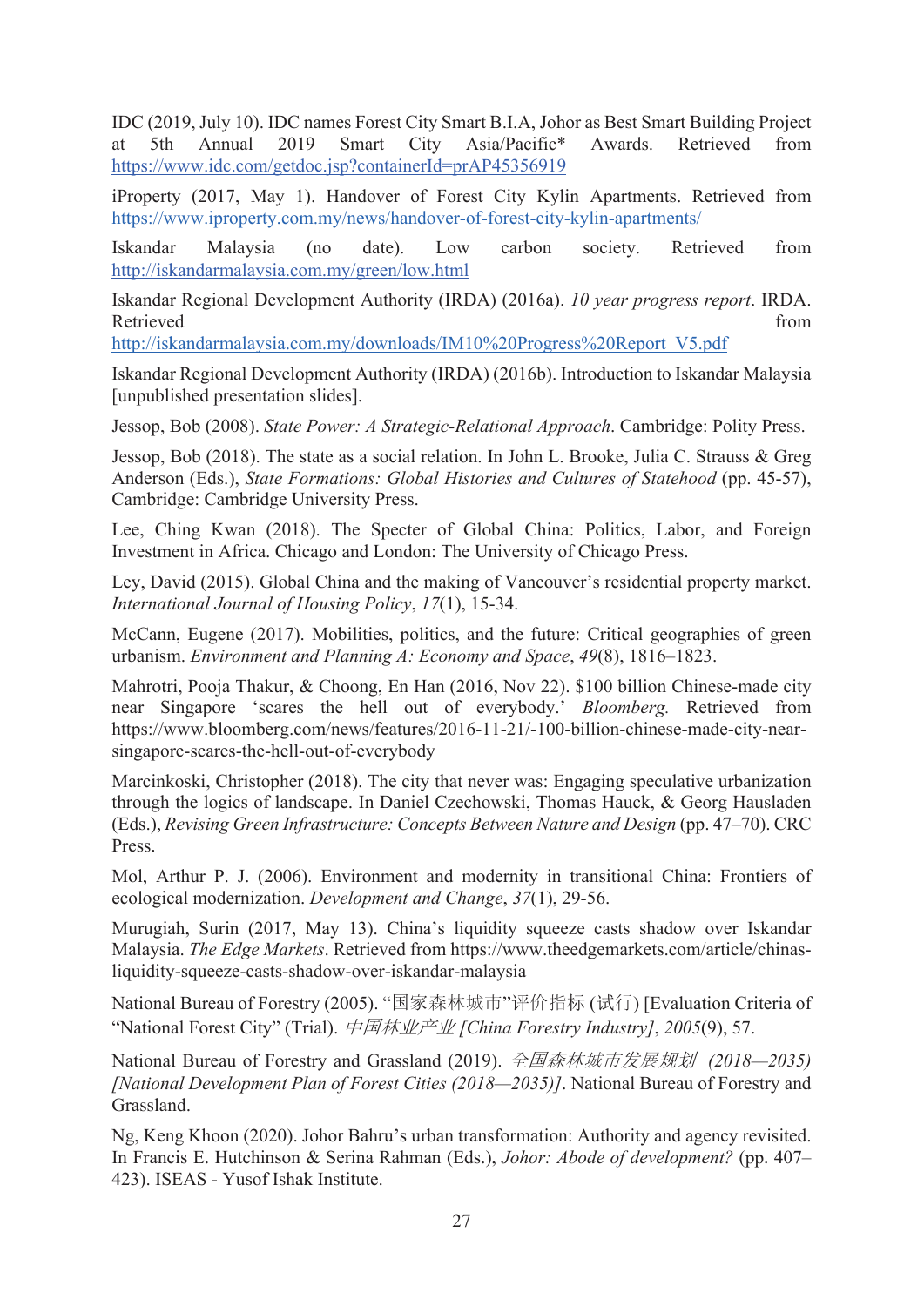IDC (2019, July 10). IDC names Forest City Smart B.I.A, Johor as Best Smart Building Project at 5th Annual 2019 Smart City Asia/Pacific* Awards. Retrieved from https://www.idc.com/getdoc.jsp?containerId=prAP45356919

iProperty (2017, May 1). Handover of Forest City Kylin Apartments. Retrieved from https://www.iproperty.com.my/news/handover-of-forest-city-kylin-apartments/

Iskandar Malaysia (no date). Low carbon society. Retrieved from http://iskandarmalaysia.com.my/green/low.html

Iskandar Regional Development Authority (IRDA) (2016a). *10 year progress report*. IRDA. Retrieved from http://iskandarmalaysia.com.my/downloads/IM10%20Progress%20Report_V5.pdf

Iskandar Regional Development Authority (IRDA) (2016b). Introduction to Iskandar Malaysia [unpublished presentation slides].

Jessop, Bob (2008). *State Power: A Strategic-Relational Approach*. Cambridge: Polity Press.

Jessop, Bob (2018). The state as a social relation. In John L. Brooke, Julia C. Strauss & Greg Anderson (Eds.), *State Formations: Global Histories and Cultures of Statehood* (pp. 45-57), Cambridge: Cambridge University Press.

Lee, Ching Kwan (2018). The Specter of Global China: Politics, Labor, and Foreign Investment in Africa. Chicago and London: The University of Chicago Press.

Ley, David (2015). Global China and the making of Vancouver's residential property market. *International Journal of Housing Policy*, *17*(1), 15-34.

McCann, Eugene (2017). Mobilities, politics, and the future: Critical geographies of green urbanism. *Environment and Planning A: Economy and Space*, *49*(8), 1816–1823.

Mahrotri, Pooja Thakur, & Choong, En Han (2016, Nov 22). $100 billion Chinese-made city near Singapore 'scares the hell out of everybody.' *Bloomberg.* Retrieved from https://www.bloomberg.com/news/features/2016-11-21/-100-billion-chinese-made-city-near-singapore-scares-the-hell-out-of-everybody

Marcinkoski, Christopher (2018). The city that never was: Engaging speculative urbanization through the logics of landscape. In Daniel Czechowski, Thomas Hauck, & Georg Hausladen (Eds.), *Revising Green Infrastructure: Concepts Between Nature and Design* (pp. 47–70). CRC Press.

Mol, Arthur P. J. (2006). Environment and modernity in transitional China: Frontiers of ecological modernization. *Development and Change*, *37*(1), 29-56.

Murugiah, Surin (2017, May 13). China's liquidity squeeze casts shadow over Iskandar Malaysia. *The Edge Markets*. Retrieved from https://www.theedgemarkets.com/article/chinas-liquidity-squeeze-casts-shadow-over-iskandar-malaysia

National Bureau of Forestry (2005). "国家森林城市"评价指标 (试行) [Evaluation Criteria of "National Forest City" (Trial). *中国林业产业 [China Forestry Industry]*, *2005*(9), 57.

National Bureau of Forestry and Grassland (2019). *全国森林城市发展规划 (2018—2035) [National Development Plan of Forest Cities (2018—2035)]*. National Bureau of Forestry and Grassland.

Ng, Keng Khoon (2020). Johor Bahru's urban transformation: Authority and agency revisited. In Francis E. Hutchinson & Serina Rahman (Eds.), *Johor: Abode of development?* (pp. 407–423). ISEAS - Yusof Ishak Institute.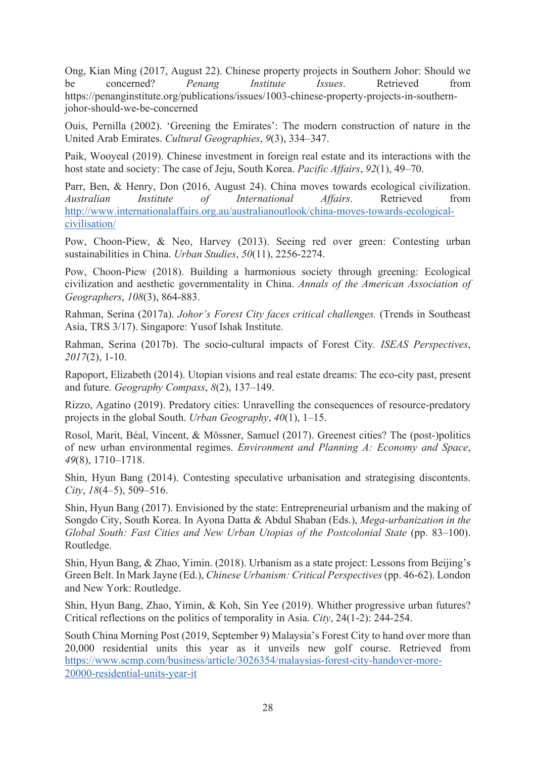Ong, Kian Ming (2017, August 22). Chinese property projects in Southern Johor: Should we be concerned? *Penang Institute Issues*. Retrieved from https://penanginstitute.org/publications/issues/1003-chinese-property-projects-in-southern-johor-should-we-be-concerned

Ouis, Pernilla (2002). 'Greening the Emirates': The modern construction of nature in the United Arab Emirates. *Cultural Geographies*, *9*(3), 334–347.

Paik, Wooyeal (2019). Chinese investment in foreign real estate and its interactions with the host state and society: The case of Jeju, South Korea. *Pacific Affairs*, *92*(1), 49–70.

Parr, Ben, & Henry, Don (2016, August 24). China moves towards ecological civilization. *Australian Institute of International Affairs*. Retrieved from http://www.internationalaffairs.org.au/australianoutlook/china-moves-towards-ecological-civilisation/

Pow, Choon-Piew, & Neo, Harvey (2013). Seeing red over green: Contesting urban sustainabilities in China. *Urban Studies*, *50*(11), 2256-2274.

Pow, Choon-Piew (2018). Building a harmonious society through greening: Ecological civilization and aesthetic governmentality in China. *Annals of the American Association of Geographers*, *108*(3), 864-883.

Rahman, Serina (2017a). *Johor's Forest City faces critical challenges.* (Trends in Southeast Asia, TRS 3/17). Singapore: Yusof Ishak Institute.

Rahman, Serina (2017b). The socio-cultural impacts of Forest City. *ISEAS Perspectives*, *2017*(2), 1-10.

Rapoport, Elizabeth (2014). Utopian visions and real estate dreams: The eco-city past, present and future. *Geography Compass*, *8*(2), 137–149.

Rizzo, Agatino (2019). Predatory cities: Unravelling the consequences of resource-predatory projects in the global South. *Urban Geography*, *40*(1), 1–15.

Rosol, Marit, Béal, Vincent, & Mössner, Samuel (2017). Greenest cities? The (post-)politics of new urban environmental regimes. *Environment and Planning A: Economy and Space*, *49*(8), 1710–1718.

Shin, Hyun Bang (2014). Contesting speculative urbanisation and strategising discontents. *City*, *18*(4–5), 509–516.

Shin, Hyun Bang (2017). Envisioned by the state: Entrepreneurial urbanism and the making of Songdo City, South Korea. In Ayona Datta & Abdul Shaban (Eds.), *Mega-urbanization in the Global South: Fast Cities and New Urban Utopias of the Postcolonial State* (pp. 83–100). Routledge.

Shin, Hyun Bang, & Zhao, Yimin. (2018). Urbanism as a state project: Lessons from Beijing's Green Belt. In Mark Jayne (Ed.), *Chinese Urbanism: Critical Perspectives* (pp. 46-62). London and New York: Routledge.

Shin, Hyun Bang, Zhao, Yimin, & Koh, Sin Yee (2019). Whither progressive urban futures? Critical reflections on the politics of temporality in Asia. *City*, 24(1-2): 244-254.

South China Morning Post (2019, September 9) Malaysia's Forest City to hand over more than 20,000 residential units this year as it unveils new golf course. Retrieved from https://www.scmp.com/business/article/3026354/malaysias-forest-city-handover-more-20000-residential-units-year-it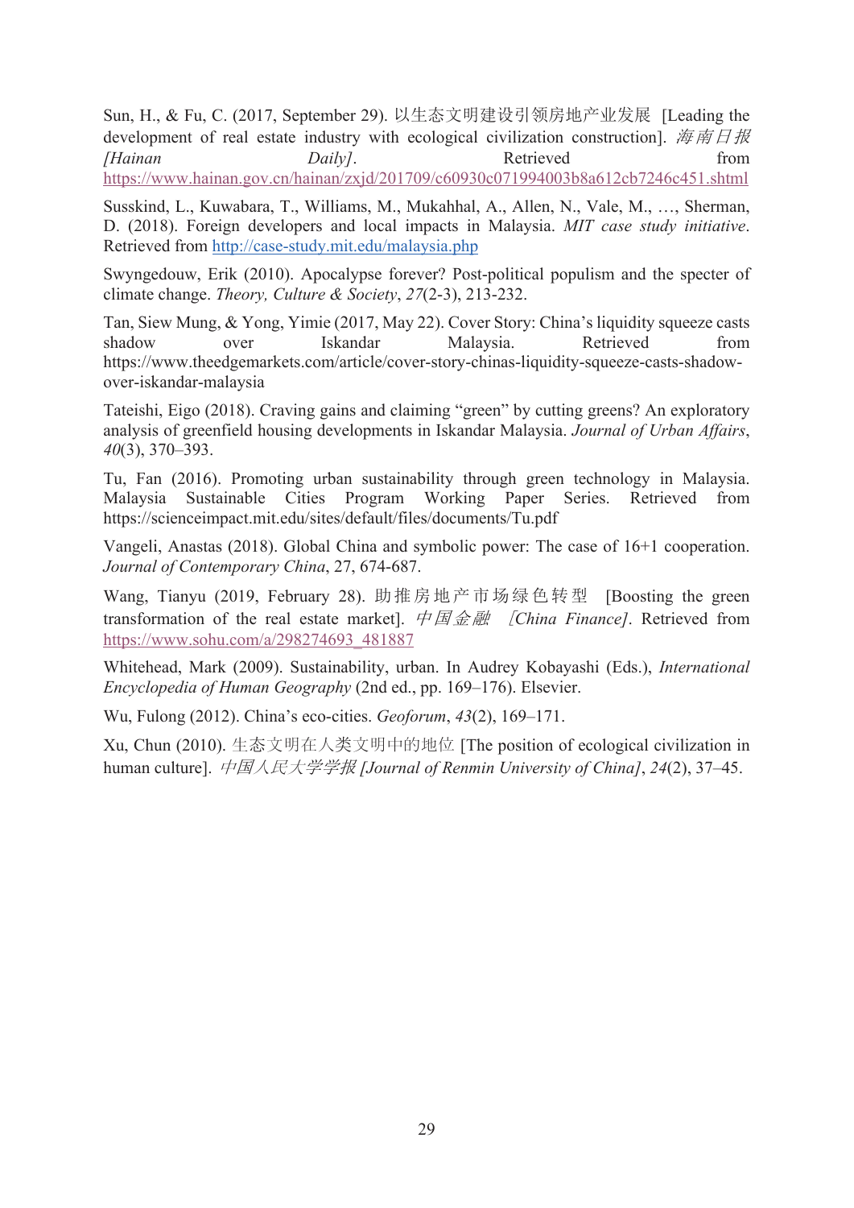Sun, H., & Fu, C. (2017, September 29). 以生态文明建设引领房地产业发展 [Leading the development of real estate industry with ecological civilization construction]. *海南日报 [Hainan Daily]*. Retrieved from https://www.hainan.gov.cn/hainan/zxjd/201709/c60930c071994003b8a612cb7246c451.shtml

Susskind, L., Kuwabara, T., Williams, M., Mukahhal, A., Allen, N., Vale, M., …, Sherman, D. (2018). Foreign developers and local impacts in Malaysia. *MIT case study initiative*. Retrieved from http://case-study.mit.edu/malaysia.php

Swyngedouw, Erik (2010). Apocalypse forever? Post-political populism and the specter of climate change. *Theory, Culture & Society*, *27*(2-3), 213-232.

Tan, Siew Mung, & Yong, Yimie (2017, May 22). Cover Story: China's liquidity squeeze casts shadow over Iskandar Malaysia. Retrieved from https://www.theedgemarkets.com/article/cover-story-chinas-liquidity-squeeze-casts-shadow-over-iskandar-malaysia

Tateishi, Eigo (2018). Craving gains and claiming "green" by cutting greens? An exploratory analysis of greenfield housing developments in Iskandar Malaysia. *Journal of Urban Affairs*, *40*(3), 370–393.

Tu, Fan (2016). Promoting urban sustainability through green technology in Malaysia. Malaysia Sustainable Cities Program Working Paper Series. Retrieved from https://scienceimpact.mit.edu/sites/default/files/documents/Tu.pdf

Vangeli, Anastas (2018). Global China and symbolic power: The case of 16+1 cooperation. *Journal of Contemporary China*, 27, 674-687.

Wang, Tianyu (2019, February 28). 助推房地产市场绿色转型 [Boosting the green transformation of the real estate market]. *中国金融 [China Finance]*. Retrieved from https://www.sohu.com/a/298274693_481887

Whitehead, Mark (2009). Sustainability, urban. In Audrey Kobayashi (Eds.), *International Encyclopedia of Human Geography* (2nd ed., pp. 169–176). Elsevier.

Wu, Fulong (2012). China's eco-cities. *Geoforum*, *43*(2), 169–171.

Xu, Chun (2010). 生态文明在人类文明中的地位 [The position of ecological civilization in human culture]. *中国人民大学学报 [Journal of Renmin University of China]*, *24*(2), 37–45.